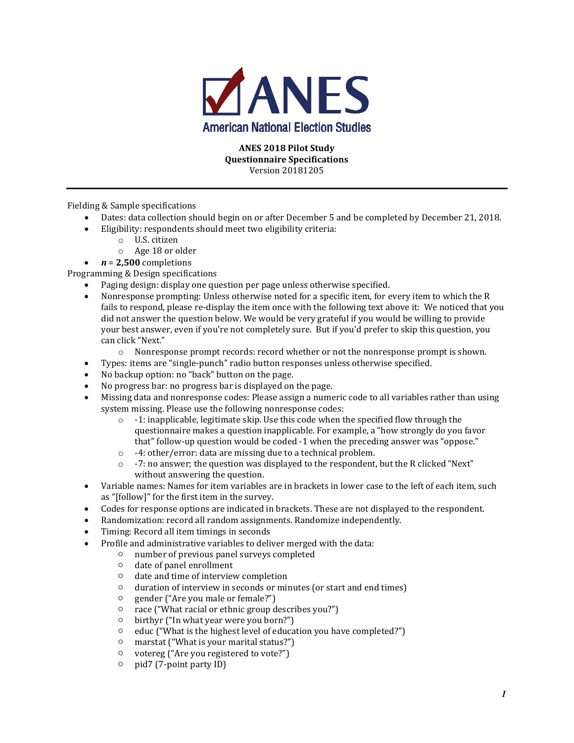ANES
American National Election Studies

**ANES 2018 Pilot Study**
**Questionnaire Specifications**
Version 20181205

---

Fielding & Sample specifications

- Dates: data collection should begin on or after December 5 and be completed by December 21, 2018.
- Eligibility: respondents should meet two eligibility criteria:
  - U.S. citizen
  - Age 18 or older
- ***n*** **= 2,500** completions

Programming & Design specifications

- Paging design: display one question per page unless otherwise specified.
- Nonresponse prompting: Unless otherwise noted for a specific item, for every item to which the R fails to respond, please re-display the item once with the following text above it: We noticed that you did not answer the question below. We would be very grateful if you would be willing to provide your best answer, even if you're not completely sure. But if you'd prefer to skip this question, you can click "Next."
  - Nonresponse prompt records: record whether or not the nonresponse prompt is shown.
- Types: items are "single-punch" radio button responses unless otherwise specified.
- No backup option: no "back" button on the page.
- No progress bar: no progress bar is displayed on the page.
- Missing data and nonresponse codes: Please assign a numeric code to all variables rather than using system missing. Please use the following nonresponse codes:
  - -1: inapplicable, legitimate skip. Use this code when the specified flow through the questionnaire makes a question inapplicable. For example, a "how strongly do you favor that" follow-up question would be coded -1 when the preceding answer was "oppose."
  - -4: other/error: data are missing due to a technical problem.
  - -7: no answer; the question was displayed to the respondent, but the R clicked "Next" without answering the question.
- Variable names: Names for item variables are in brackets in lower case to the left of each item, such as "[follow]" for the first item in the survey.
- Codes for response options are indicated in brackets. These are not displayed to the respondent.
- Randomization: record all random assignments. Randomize independently.
- Timing: Record all item timings in seconds
- Profile and administrative variables to deliver merged with the data:
  - number of previous panel surveys completed
  - date of panel enrollment
  - date and time of interview completion
  - duration of interview in seconds or minutes (or start and end times)
  - gender ("Are you male or female?")
  - race ("What racial or ethnic group describes you?")
  - birthyr ("In what year were you born?")
  - educ ("What is the highest level of education you have completed?")
  - marstat ("What is your marital status?")
  - votereg ("Are you registered to vote?")
  - pid7 (7-point party ID)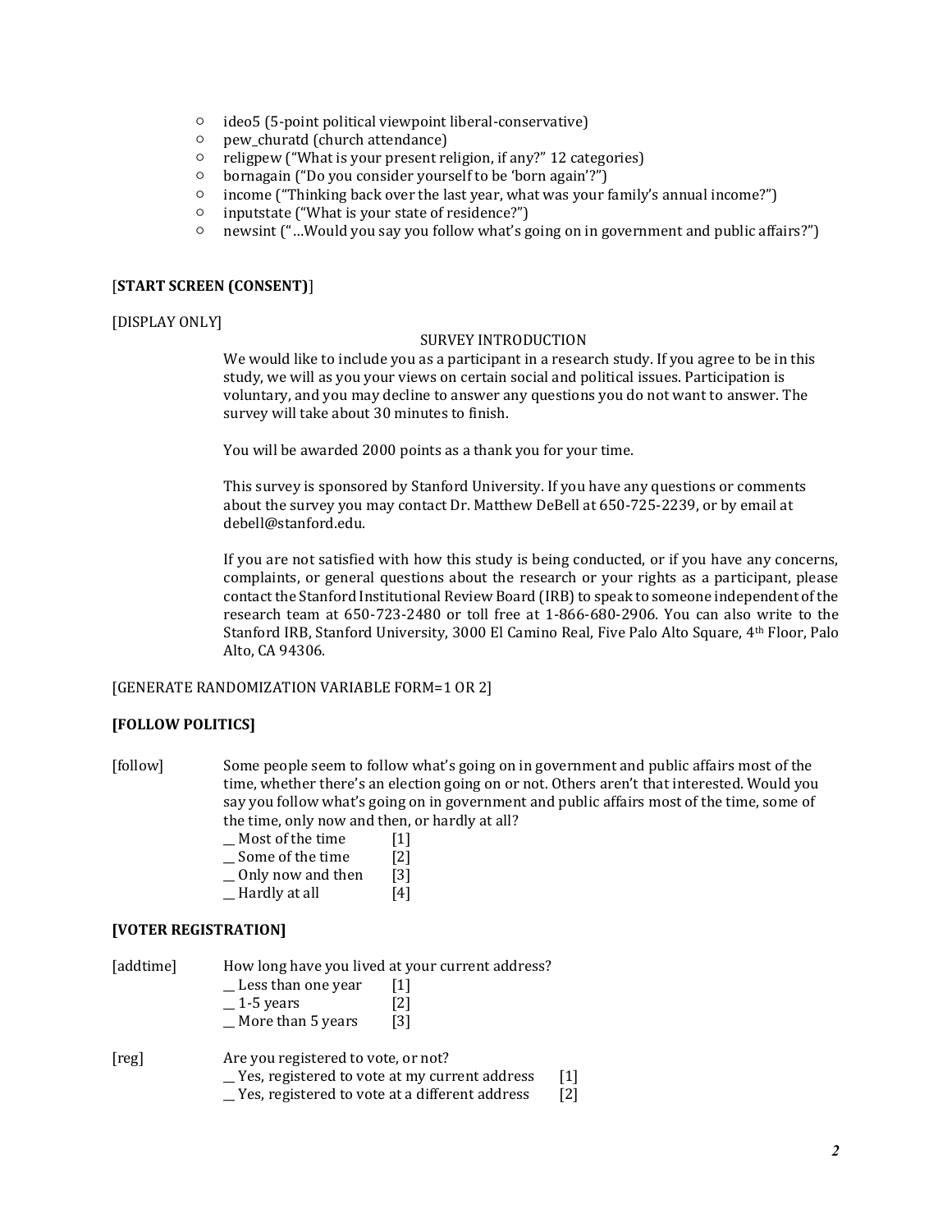- ideo5 (5-point political viewpoint liberal-conservative)
- pew_churatd (church attendance)
- religpew ("What is your present religion, if any?" 12 categories)
- bornagain ("Do you consider yourself to be 'born again'?")
- income ("Thinking back over the last year, what was your family's annual income?")
- inputstate ("What is your state of residence?")
- newsint ("…Would you say you follow what's going on in government and public affairs?")

[**START SCREEN (CONSENT)**]

[DISPLAY ONLY]

SURVEY INTRODUCTION

We would like to include you as a participant in a research study. If you agree to be in this study, we will as you your views on certain social and political issues. Participation is voluntary, and you may decline to answer any questions you do not want to answer. The survey will take about 30 minutes to finish.

You will be awarded 2000 points as a thank you for your time.

This survey is sponsored by Stanford University. If you have any questions or comments about the survey you may contact Dr. Matthew DeBell at 650-725-2239, or by email at debell@stanford.edu.

If you are not satisfied with how this study is being conducted, or if you have any concerns, complaints, or general questions about the research or your rights as a participant, please contact the Stanford Institutional Review Board (IRB) to speak to someone independent of the research team at 650-723-2480 or toll free at 1-866-680-2906. You can also write to the Stanford IRB, Stanford University, 3000 El Camino Real, Five Palo Alto Square, 4th Floor, Palo Alto, CA 94306.

[GENERATE RANDOMIZATION VARIABLE FORM=1 OR 2]

**[FOLLOW POLITICS]**

[follow] Some people seem to follow what's going on in government and public affairs most of the time, whether there's an election going on or not. Others aren't that interested. Would you say you follow what's going on in government and public affairs most of the time, some of the time, only now and then, or hardly at all?

__ Most of the time [1]
__ Some of the time [2]
__ Only now and then [3]
__ Hardly at all [4]

**[VOTER REGISTRATION]**

[addtime] How long have you lived at your current address?

__ Less than one year [1]
__ 1-5 years [2]
__ More than 5 years [3]

[reg] Are you registered to vote, or not?

__ Yes, registered to vote at my current address [1]
__ Yes, registered to vote at a different address [2]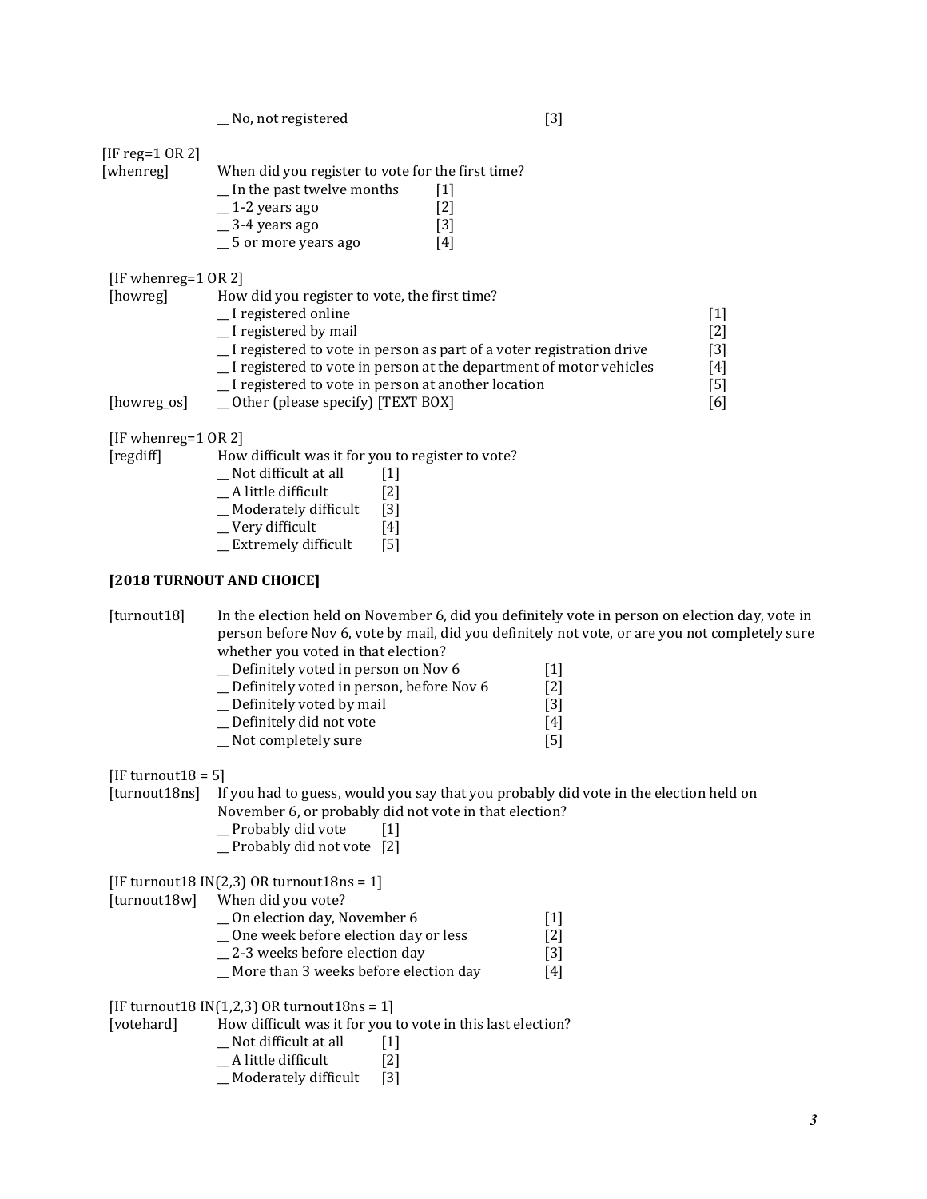__ No, not registered [3]

[IF reg=1 OR 2]
[whenreg] When did you register to vote for the first time?

__ In the past twelve months [1]
__ 1-2 years ago [2]
__ 3-4 years ago [3]
__ 5 or more years ago [4]

[IF whenreg=1 OR 2]
[howreg] How did you register to vote, the first time?

__ I registered online [1]
__ I registered by mail [2]
__ I registered to vote in person as part of a voter registration drive [3]
__ I registered to vote in person at the department of motor vehicles [4]
__ I registered to vote in person at another location [5]
[howreg_os] __ Other (please specify) [TEXT BOX] [6]

[IF whenreg=1 OR 2]
[regdiff] How difficult was it for you to register to vote?

__ Not difficult at all [1]
__ A little difficult [2]
__ Moderately difficult [3]
__ Very difficult [4]
__ Extremely difficult [5]

**[2018 TURNOUT AND CHOICE]**

[turnout18] In the election held on November 6, did you definitely vote in person on election day, vote in person before Nov 6, vote by mail, did you definitely not vote, or are you not completely sure whether you voted in that election?

__ Definitely voted in person on Nov 6 [1]
__ Definitely voted in person, before Nov 6 [2]
__ Definitely voted by mail [3]
__ Definitely did not vote [4]
__ Not completely sure [5]

[IF turnout18 = 5]
[turnout18ns] If you had to guess, would you say that you probably did vote in the election held on November 6, or probably did not vote in that election?

__ Probably did vote [1]
__ Probably did not vote [2]

[IF turnout18 IN(2,3) OR turnout18ns = 1]
[turnout18w] When did you vote?

__ On election day, November 6 [1]
__ One week before election day or less [2]
__ 2-3 weeks before election day [3]
__ More than 3 weeks before election day [4]

[IF turnout18 IN(1,2,3) OR turnout18ns = 1]
[votehard] How difficult was it for you to vote in this last election?

__ Not difficult at all [1]
__ A little difficult [2]
__ Moderately difficult [3]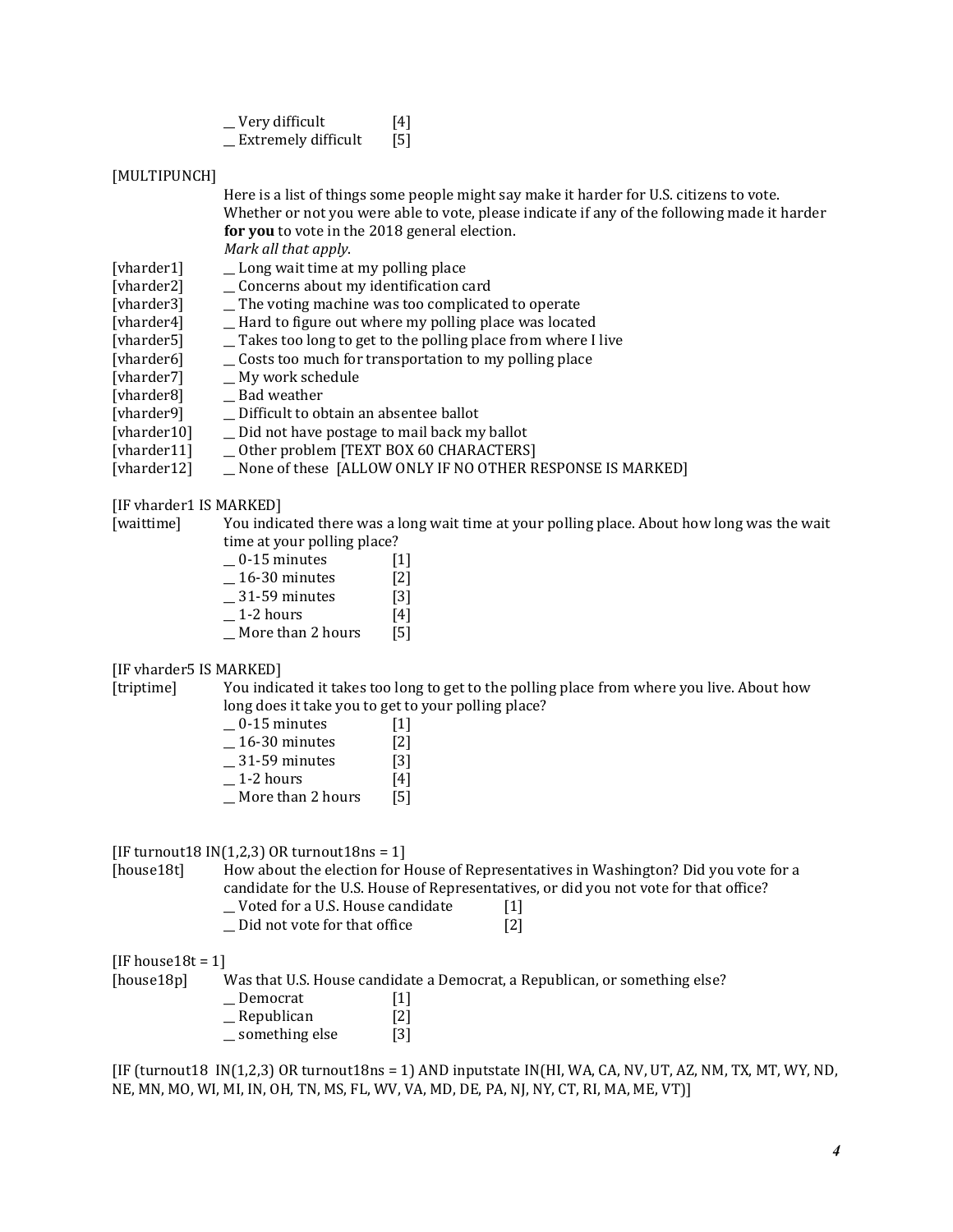__ Very difficult [4]
__ Extremely difficult [5]

[MULTIPUNCH]

Here is a list of things some people might say make it harder for U.S. citizens to vote. Whether or not you were able to vote, please indicate if any of the following made it harder **for you** to vote in the 2018 general election.
*Mark all that apply.*

[vharder1] __ Long wait time at my polling place
[vharder2] __ Concerns about my identification card
[vharder3] __ The voting machine was too complicated to operate
[vharder4] __ Hard to figure out where my polling place was located
[vharder5] __ Takes too long to get to the polling place from where I live
[vharder6] __ Costs too much for transportation to my polling place
[vharder7] __ My work schedule
[vharder8] __ Bad weather
[vharder9] __ Difficult to obtain an absentee ballot
[vharder10] __ Did not have postage to mail back my ballot
[vharder11] __ Other problem [TEXT BOX 60 CHARACTERS]
[vharder12] __ None of these [ALLOW ONLY IF NO OTHER RESPONSE IS MARKED]

[IF vharder1 IS MARKED]
[waittime] You indicated there was a long wait time at your polling place. About how long was the wait time at your polling place?

__ 0-15 minutes [1]
__ 16-30 minutes [2]
__ 31-59 minutes [3]
__ 1-2 hours [4]
__ More than 2 hours [5]

[IF vharder5 IS MARKED]
[triptime] You indicated it takes too long to get to the polling place from where you live. About how long does it take you to get to your polling place?

__ 0-15 minutes [1]
__ 16-30 minutes [2]
__ 31-59 minutes [3]
__ 1-2 hours [4]
__ More than 2 hours [5]

[IF turnout18 IN(1,2,3) OR turnout18ns = 1]
[house18t] How about the election for House of Representatives in Washington? Did you vote for a candidate for the U.S. House of Representatives, or did you not vote for that office?

__ Voted for a U.S. House candidate [1]
__ Did not vote for that office [2]

[IF house18t = 1]
[house18p] Was that U.S. House candidate a Democrat, a Republican, or something else?

__ Democrat [1]
__ Republican [2]
__ something else [3]

[IF (turnout18 IN(1,2,3) OR turnout18ns = 1) AND inputstate IN(HI, WA, CA, NV, UT, AZ, NM, TX, MT, WY, ND, NE, MN, MO, WI, MI, IN, OH, TN, MS, FL, WV, VA, MD, DE, PA, NJ, NY, CT, RI, MA, ME, VT)]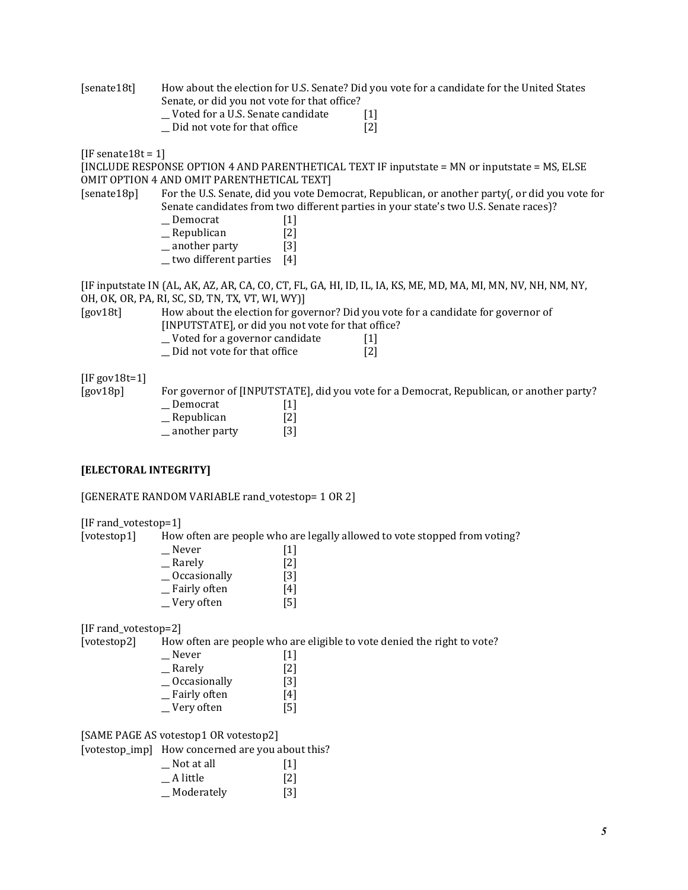[senate18t] How about the election for U.S. Senate? Did you vote for a candidate for the United States Senate, or did you not vote for that office?

__ Voted for a U.S. Senate candidate [1]
__ Did not vote for that office [2]

[IF senate18t = 1]
[INCLUDE RESPONSE OPTION 4 AND PARENTHETICAL TEXT IF inputstate = MN or inputstate = MS, ELSE OMIT OPTION 4 AND OMIT PARENTHETICAL TEXT]

[senate18p] For the U.S. Senate, did you vote Democrat, Republican, or another party(, or did you vote for Senate candidates from two different parties in your state's two U.S. Senate races)?

__ Democrat [1]
__ Republican [2]
__ another party [3]
__ two different parties [4]

[IF inputstate IN (AL, AK, AZ, AR, CA, CO, CT, FL, GA, HI, ID, IL, IA, KS, ME, MD, MA, MI, MN, NV, NH, NM, NY, OH, OK, OR, PA, RI, SC, SD, TN, TX, VT, WI, WY)]

[gov18t] How about the election for governor? Did you vote for a candidate for governor of [INPUTSTATE], or did you not vote for that office?

__ Voted for a governor candidate [1]
__ Did not vote for that office [2]

[IF gov18t=1]

[gov18p] For governor of [INPUTSTATE], did you vote for a Democrat, Republican, or another party?

__ Democrat [1]
__ Republican [2]
__ another party [3]

**[ELECTORAL INTEGRITY]**

[GENERATE RANDOM VARIABLE rand_votestop= 1 OR 2]

[IF rand_votestop=1]

[votestop1] How often are people who are legally allowed to vote stopped from voting?

__ Never [1]
__ Rarely [2]
__ Occasionally [3]
__ Fairly often [4]
__ Very often [5]

[IF rand_votestop=2]

[votestop2] How often are people who are eligible to vote denied the right to vote?

__ Never [1]
__ Rarely [2]
__ Occasionally [3]
__ Fairly often [4]
__ Very often [5]

[SAME PAGE AS votestop1 OR votestop2]

[votestop_imp] How concerned are you about this?

__ Not at all [1]
__ A little [2]
__ Moderately [3]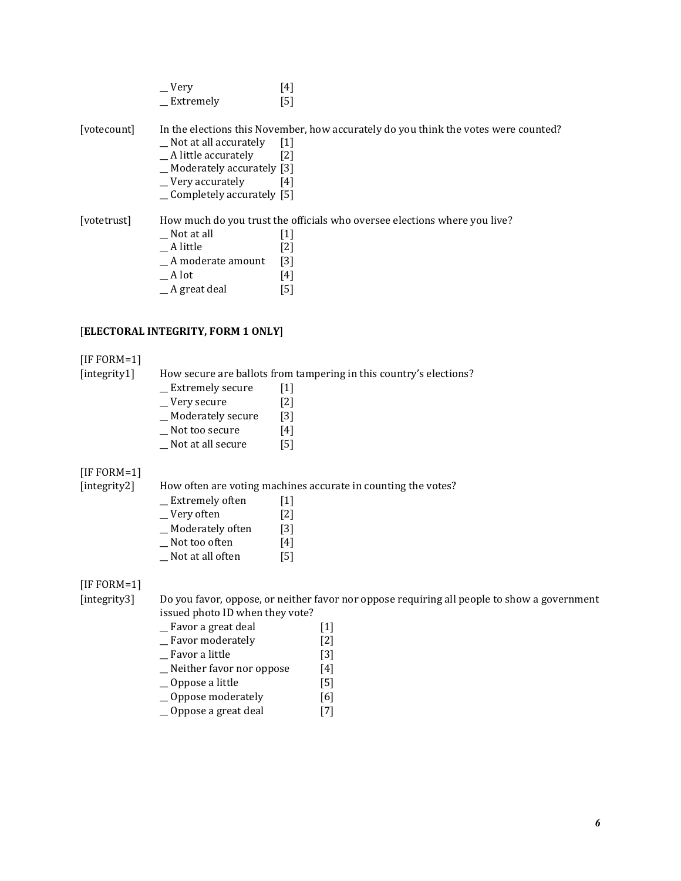__ Very [4]
__ Extremely [5]

[votecount] In the elections this November, how accurately do you think the votes were counted?
__ Not at all accurately [1]
__ A little accurately [2]
__ Moderately accurately [3]
__ Very accurately [4]
__ Completely accurately [5]

[votetrust] How much do you trust the officials who oversee elections where you live?
__ Not at all [1]
__ A little [2]
__ A moderate amount [3]
__ A lot [4]
__ A great deal [5]

[**ELECTORAL INTEGRITY, FORM 1 ONLY**]

[IF FORM=1]
[integrity1] How secure are ballots from tampering in this country's elections?
__ Extremely secure [1]
__ Very secure [2]
__ Moderately secure [3]
__ Not too secure [4]
__ Not at all secure [5]

[IF FORM=1]
[integrity2] How often are voting machines accurate in counting the votes?
__ Extremely often [1]
__ Very often [2]
__ Moderately often [3]
__ Not too often [4]
__ Not at all often [5]

[IF FORM=1]
[integrity3] Do you favor, oppose, or neither favor nor oppose requiring all people to show a government issued photo ID when they vote?
__ Favor a great deal [1]
__ Favor moderately [2]
__ Favor a little [3]
__ Neither favor nor oppose [4]
__ Oppose a little [5]
__ Oppose moderately [6]
__ Oppose a great deal [7]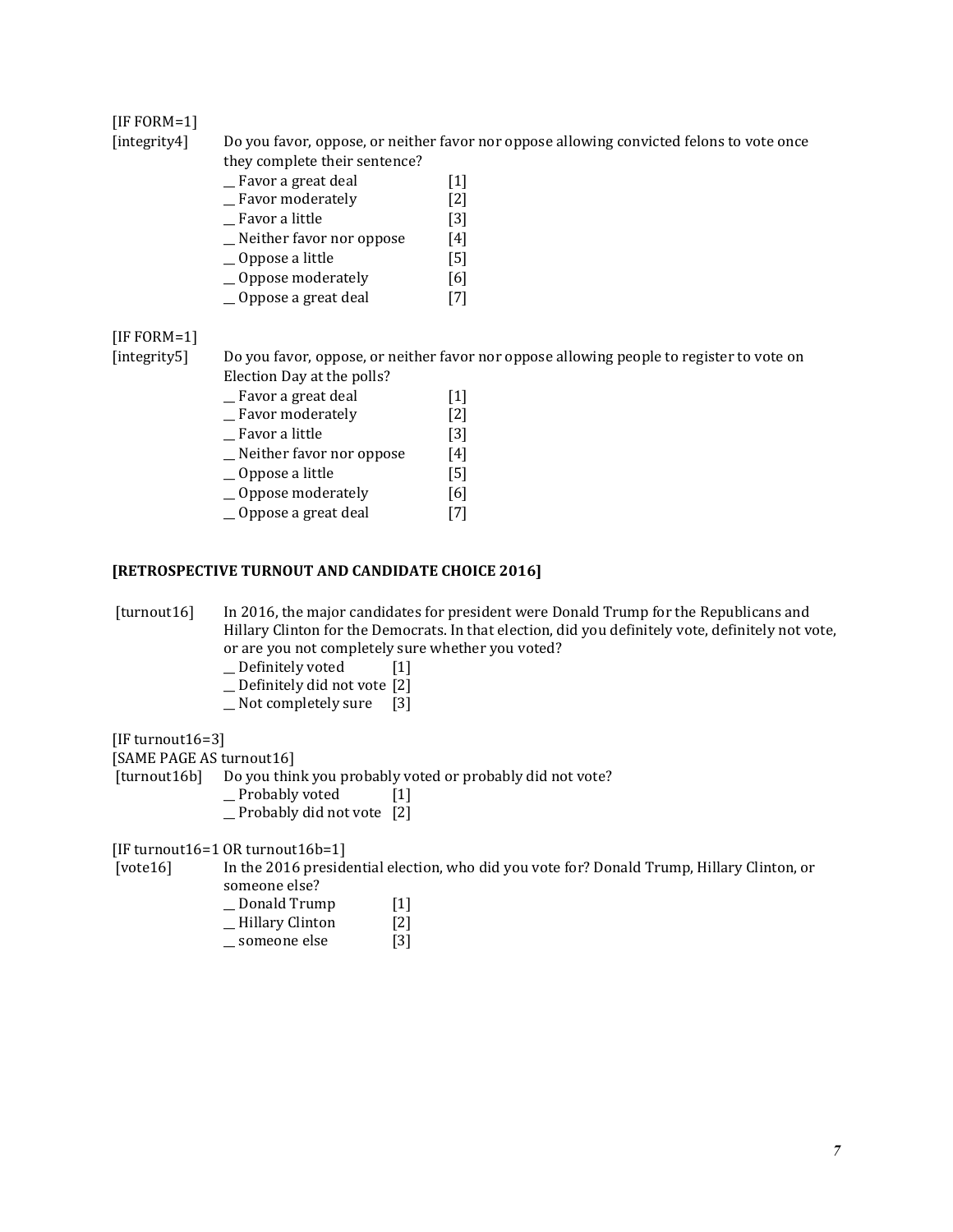[IF FORM=1]

[integrity4] Do you favor, oppose, or neither favor nor oppose allowing convicted felons to vote once they complete their sentence?

__ Favor a great deal [1]
__ Favor moderately [2]
__ Favor a little [3]
__ Neither favor nor oppose [4]
__ Oppose a little [5]
__ Oppose moderately [6]
__ Oppose a great deal [7]

[IF FORM=1]

[integrity5] Do you favor, oppose, or neither favor nor oppose allowing people to register to vote on Election Day at the polls?

__ Favor a great deal [1]
__ Favor moderately [2]
__ Favor a little [3]
__ Neither favor nor oppose [4]
__ Oppose a little [5]
__ Oppose moderately [6]
__ Oppose a great deal [7]

**[RETROSPECTIVE TURNOUT AND CANDIDATE CHOICE 2016]**

[turnout16] In 2016, the major candidates for president were Donald Trump for the Republicans and Hillary Clinton for the Democrats. In that election, did you definitely vote, definitely not vote, or are you not completely sure whether you voted?

__ Definitely voted [1]
__ Definitely did not vote [2]
__ Not completely sure [3]

[IF turnout16=3]
[SAME PAGE AS turnout16]

[turnout16b] Do you think you probably voted or probably did not vote?

__ Probably voted [1]
__ Probably did not vote [2]

[IF turnout16=1 OR turnout16b=1]

[vote16] In the 2016 presidential election, who did you vote for? Donald Trump, Hillary Clinton, or someone else?

__ Donald Trump [1]
__ Hillary Clinton [2]
__ someone else [3]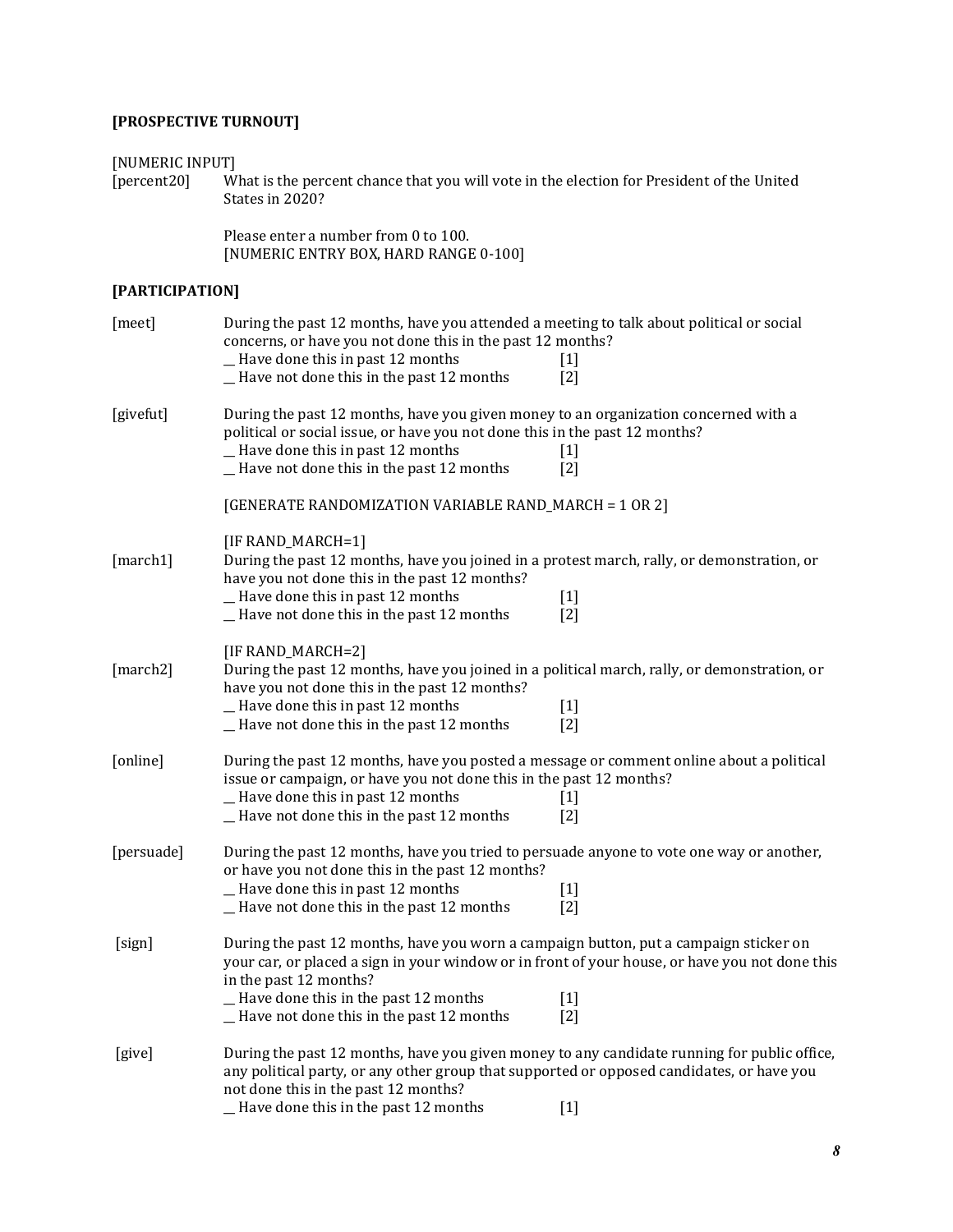**[PROSPECTIVE TURNOUT]**

[NUMERIC INPUT]
[percent20] What is the percent chance that you will vote in the election for President of the United States in 2020?

Please enter a number from 0 to 100.
[NUMERIC ENTRY BOX, HARD RANGE 0-100]

**[PARTICIPATION]**

[meet] During the past 12 months, have you attended a meeting to talk about political or social concerns, or have you not done this in the past 12 months?
__ Have done this in past 12 months [1]
__ Have not done this in the past 12 months [2]

[givefut] During the past 12 months, have you given money to an organization concerned with a political or social issue, or have you not done this in the past 12 months?
__ Have done this in past 12 months [1]
__ Have not done this in the past 12 months [2]

[GENERATE RANDOMIZATION VARIABLE RAND_MARCH = 1 OR 2]

[IF RAND_MARCH=1]
[march1] During the past 12 months, have you joined in a protest march, rally, or demonstration, or have you not done this in the past 12 months?
__ Have done this in past 12 months [1]
__ Have not done this in the past 12 months [2]

[IF RAND_MARCH=2]
[march2] During the past 12 months, have you joined in a political march, rally, or demonstration, or have you not done this in the past 12 months?
__ Have done this in past 12 months [1]
__ Have not done this in the past 12 months [2]

[online] During the past 12 months, have you posted a message or comment online about a political issue or campaign, or have you not done this in the past 12 months?
__ Have done this in past 12 months [1]
__ Have not done this in the past 12 months [2]

[persuade] During the past 12 months, have you tried to persuade anyone to vote one way or another, or have you not done this in the past 12 months?
__ Have done this in past 12 months [1]
__ Have not done this in the past 12 months [2]

[sign] During the past 12 months, have you worn a campaign button, put a campaign sticker on your car, or placed a sign in your window or in front of your house, or have you not done this in the past 12 months?
__ Have done this in the past 12 months [1]
__ Have not done this in the past 12 months [2]

[give] During the past 12 months, have you given money to any candidate running for public office, any political party, or any other group that supported or opposed candidates, or have you not done this in the past 12 months?
__ Have done this in the past 12 months [1]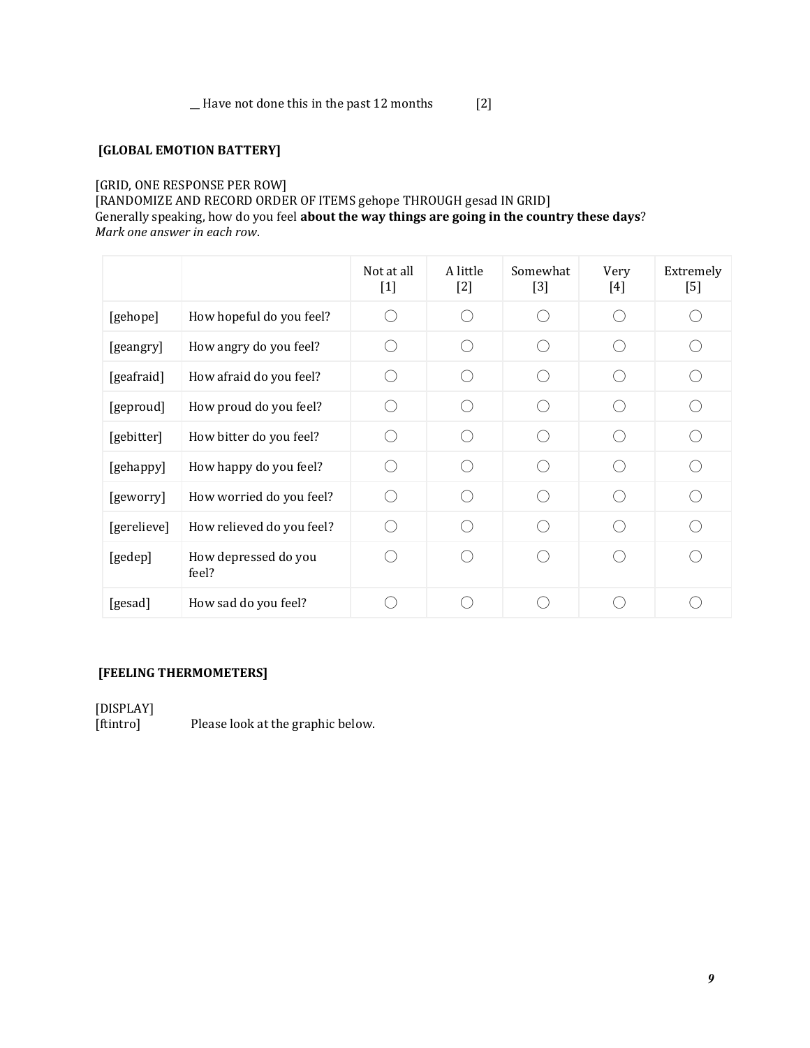__ Have not done this in the past 12 months [2]

**[GLOBAL EMOTION BATTERY]**

[GRID, ONE RESPONSE PER ROW]
[RANDOMIZE AND RECORD ORDER OF ITEMS gehope THROUGH gesad IN GRID]
Generally speaking, how do you feel **about the way things are going in the country these days**?
*Mark one answer in each row*.

| | | Not at all [1] | A little [2] | Somewhat [3] | Very [4] | Extremely [5] |
|---|---|---|---|---|---|---|
| [gehope] | How hopeful do you feel? | ◯ | ◯ | ◯ | ◯ | ◯ |
| [geangry] | How angry do you feel? | ◯ | ◯ | ◯ | ◯ | ◯ |
| [geafraid] | How afraid do you feel? | ◯ | ◯ | ◯ | ◯ | ◯ |
| [geproud] | How proud do you feel? | ◯ | ◯ | ◯ | ◯ | ◯ |
| [gebitter] | How bitter do you feel? | ◯ | ◯ | ◯ | ◯ | ◯ |
| [gehappy] | How happy do you feel? | ◯ | ◯ | ◯ | ◯ | ◯ |
| [geworry] | How worried do you feel? | ◯ | ◯ | ◯ | ◯ | ◯ |
| [gerelieve] | How relieved do you feel? | ◯ | ◯ | ◯ | ◯ | ◯ |
| [gedep] | How depressed do you feel? | ◯ | ◯ | ◯ | ◯ | ◯ |
| [gesad] | How sad do you feel? | ◯ | ◯ | ◯ | ◯ | ◯ |

**[FEELING THERMOMETERS]**

[DISPLAY]
[ftintro] Please look at the graphic below.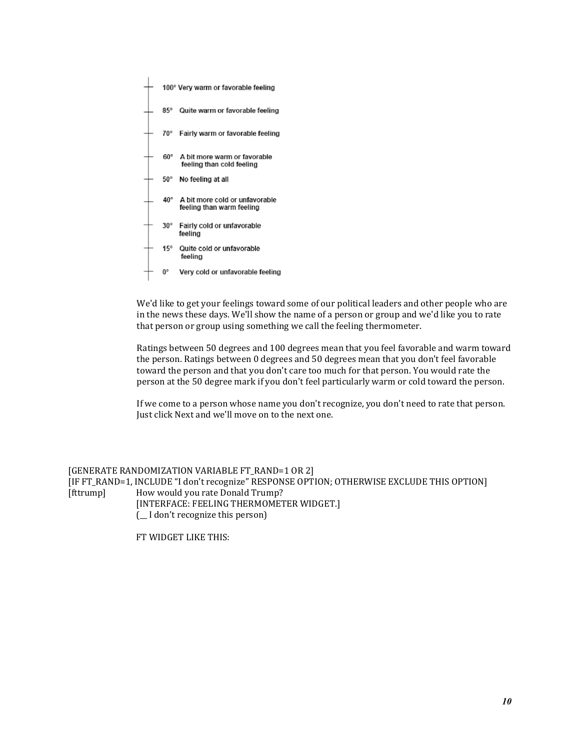100° Very warm or favorable feeling

85° Quite warm or favorable feeling

70° Fairly warm or favorable feeling

60° A bit more warm or favorable feeling than cold feeling

50° No feeling at all

40° A bit more cold or unfavorable feeling than warm feeling

30° Fairly cold or unfavorable feeling

15° Quite cold or unfavorable feeling

0° Very cold or unfavorable feeling

We'd like to get your feelings toward some of our political leaders and other people who are in the news these days. We'll show the name of a person or group and we'd like you to rate that person or group using something we call the feeling thermometer.

Ratings between 50 degrees and 100 degrees mean that you feel favorable and warm toward the person. Ratings between 0 degrees and 50 degrees mean that you don't feel favorable toward the person and that you don't care too much for that person. You would rate the person at the 50 degree mark if you don't feel particularly warm or cold toward the person.

If we come to a person whose name you don't recognize, you don't need to rate that person. Just click Next and we'll move on to the next one.

[GENERATE RANDOMIZATION VARIABLE FT_RAND=1 OR 2]
[IF FT_RAND=1, INCLUDE "I don't recognize" RESPONSE OPTION; OTHERWISE EXCLUDE THIS OPTION]
[fttrump] How would you rate Donald Trump?
[INTERFACE: FEELING THERMOMETER WIDGET.]
(__ I don't recognize this person)

FT WIDGET LIKE THIS: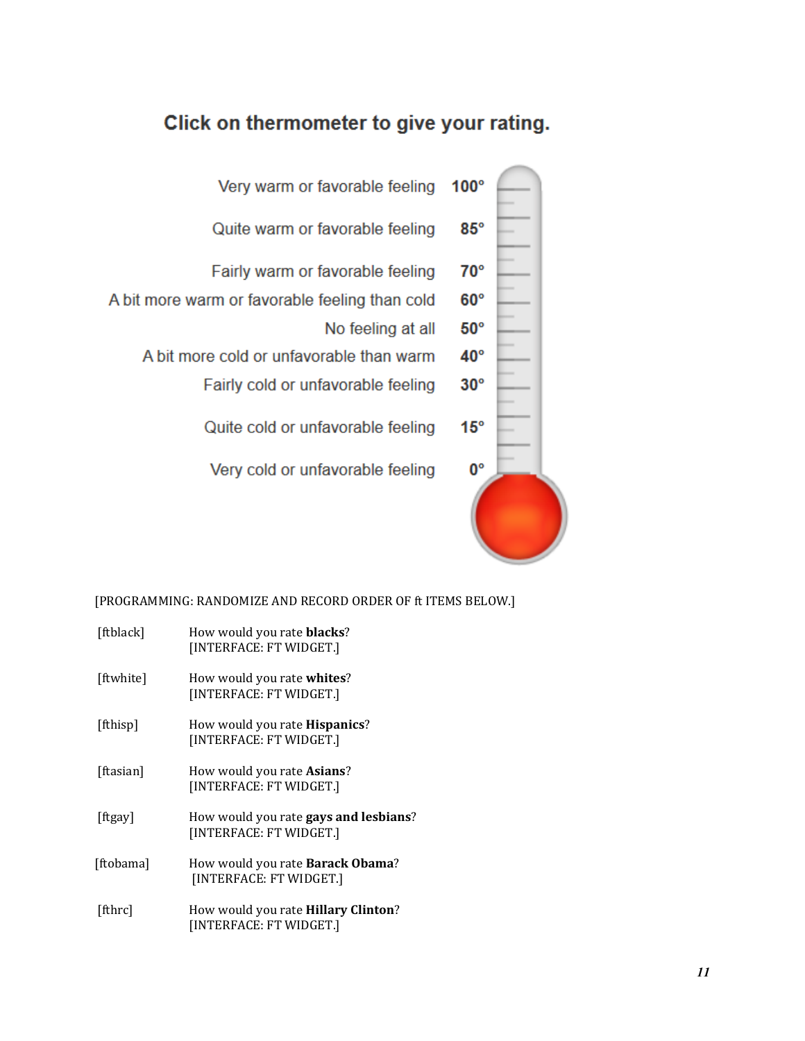## Click on thermometer to give your rating.

| Label | Rating |
|---|---|
| Very warm or favorable feeling | 100° |
| Quite warm or favorable feeling | 85° |
| Fairly warm or favorable feeling | 70° |
| A bit more warm or favorable feeling than cold | 60° |
| No feeling at all | 50° |
| A bit more cold or unfavorable than warm | 40° |
| Fairly cold or unfavorable feeling | 30° |
| Quite cold or unfavorable feeling | 15° |
| Very cold or unfavorable feeling | 0° |

[PROGRAMMING: RANDOMIZE AND RECORD ORDER OF ft ITEMS BELOW.]

[ftblack] How would you rate **blacks**?
[INTERFACE: FT WIDGET.]

[ftwhite] How would you rate **whites**?
[INTERFACE: FT WIDGET.]

[fthisp] How would you rate **Hispanics**?
[INTERFACE: FT WIDGET.]

[ftasian] How would you rate **Asians**?
[INTERFACE: FT WIDGET.]

[ftgay] How would you rate **gays and lesbians**?
[INTERFACE: FT WIDGET.]

[ftobama] How would you rate **Barack Obama**?
[INTERFACE: FT WIDGET.]

[fthrc] How would you rate **Hillary Clinton**?
[INTERFACE: FT WIDGET.]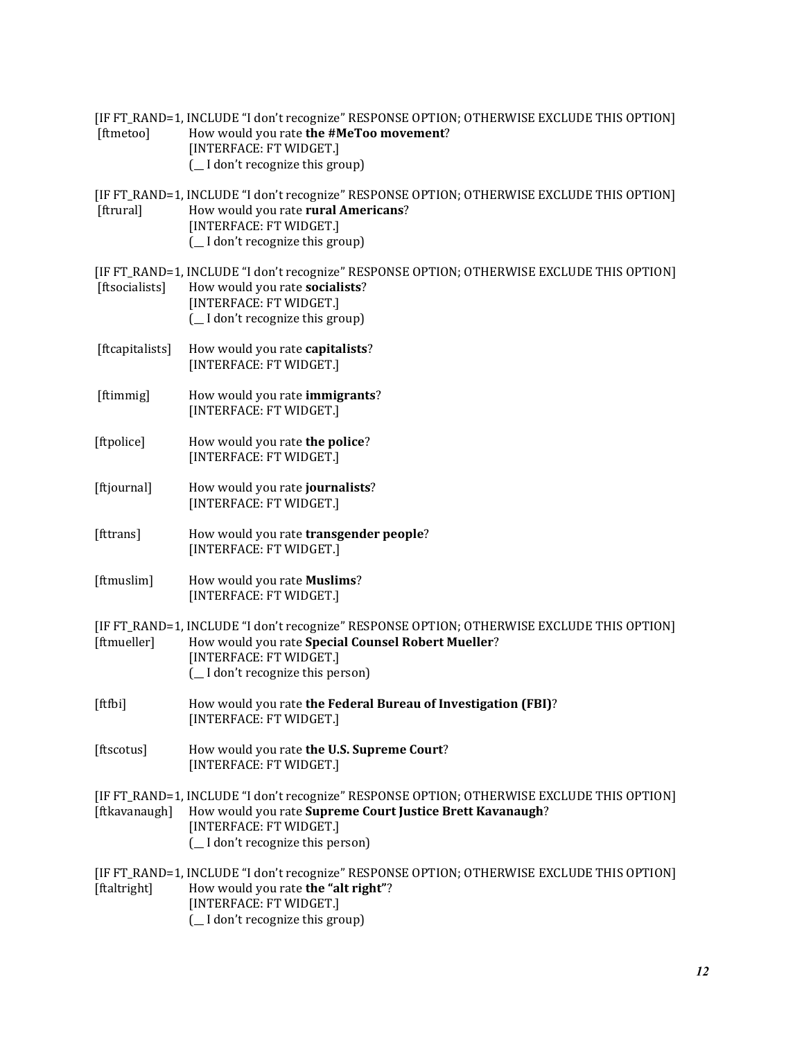[IF FT_RAND=1, INCLUDE "I don't recognize" RESPONSE OPTION; OTHERWISE EXCLUDE THIS OPTION]
[ftmetoo] How would you rate **the #MeToo movement**?
[INTERFACE: FT WIDGET.]
(__ I don't recognize this group)

[IF FT_RAND=1, INCLUDE "I don't recognize" RESPONSE OPTION; OTHERWISE EXCLUDE THIS OPTION]
[ftrural] How would you rate **rural Americans**?
[INTERFACE: FT WIDGET.]
(__ I don't recognize this group)

[IF FT_RAND=1, INCLUDE "I don't recognize" RESPONSE OPTION; OTHERWISE EXCLUDE THIS OPTION]
[ftsocialists] How would you rate **socialists**?
[INTERFACE: FT WIDGET.]
(__ I don't recognize this group)

[ftcapitalists] How would you rate **capitalists**?
[INTERFACE: FT WIDGET.]

[ftimmig] How would you rate **immigrants**?
[INTERFACE: FT WIDGET.]

[ftpolice] How would you rate **the police**?
[INTERFACE: FT WIDGET.]

[ftjournal] How would you rate **journalists**?
[INTERFACE: FT WIDGET.]

[fttrans] How would you rate **transgender people**?
[INTERFACE: FT WIDGET.]

[ftmuslim] How would you rate **Muslims**?
[INTERFACE: FT WIDGET.]

[IF FT_RAND=1, INCLUDE "I don't recognize" RESPONSE OPTION; OTHERWISE EXCLUDE THIS OPTION]
[ftmueller] How would you rate **Special Counsel Robert Mueller**?
[INTERFACE: FT WIDGET.]
(__ I don't recognize this person)

[ftfbi] How would you rate **the Federal Bureau of Investigation (FBI)**?
[INTERFACE: FT WIDGET.]

[ftscotus] How would you rate **the U.S. Supreme Court**?
[INTERFACE: FT WIDGET.]

[IF FT_RAND=1, INCLUDE "I don't recognize" RESPONSE OPTION; OTHERWISE EXCLUDE THIS OPTION]
[ftkavanaugh] How would you rate **Supreme Court Justice Brett Kavanaugh**?
[INTERFACE: FT WIDGET.]
(__ I don't recognize this person)

[IF FT_RAND=1, INCLUDE "I don't recognize" RESPONSE OPTION; OTHERWISE EXCLUDE THIS OPTION]
[ftaltright] How would you rate **the "alt right"**?
[INTERFACE: FT WIDGET.]
(__ I don't recognize this group)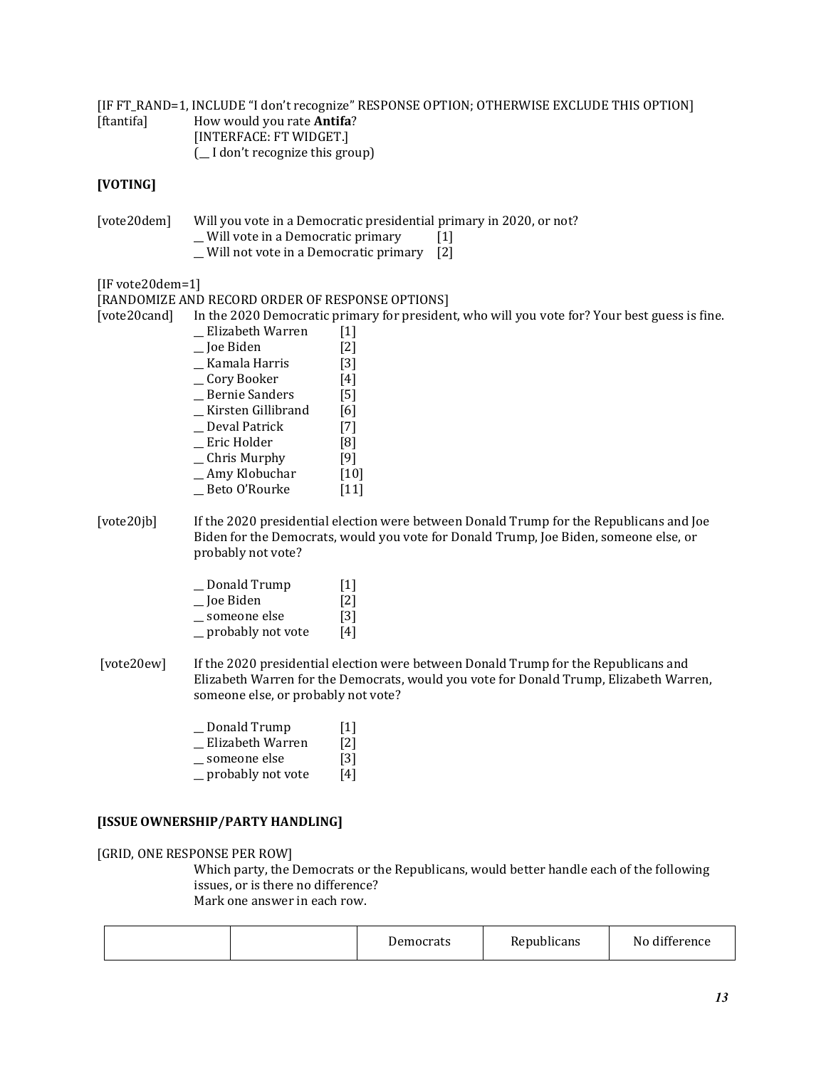[IF FT_RAND=1, INCLUDE "I don't recognize" RESPONSE OPTION; OTHERWISE EXCLUDE THIS OPTION]

[ftantifa] How would you rate **Antifa**?
[INTERFACE: FT WIDGET.]
(__ I don't recognize this group)

**[VOTING]**

[vote20dem] Will you vote in a Democratic presidential primary in 2020, or not?
__ Will vote in a Democratic primary [1]
__ Will not vote in a Democratic primary [2]

[IF vote20dem=1]
[RANDOMIZE AND RECORD ORDER OF RESPONSE OPTIONS]
[vote20cand] In the 2020 Democratic primary for president, who will you vote for? Your best guess is fine.
__ Elizabeth Warren [1]
__ Joe Biden [2]
__ Kamala Harris [3]
__ Cory Booker [4]
__ Bernie Sanders [5]
__ Kirsten Gillibrand [6]
__ Deval Patrick [7]
__ Eric Holder [8]
__ Chris Murphy [9]
__ Amy Klobuchar [10]
__ Beto O'Rourke [11]

[vote20jb] If the 2020 presidential election were between Donald Trump for the Republicans and Joe Biden for the Democrats, would you vote for Donald Trump, Joe Biden, someone else, or probably not vote?

__ Donald Trump [1]
__ Joe Biden [2]
__ someone else [3]
__ probably not vote [4]

[vote20ew] If the 2020 presidential election were between Donald Trump for the Republicans and Elizabeth Warren for the Democrats, would you vote for Donald Trump, Elizabeth Warren, someone else, or probably not vote?

__ Donald Trump [1]
__ Elizabeth Warren [2]
__ someone else [3]
__ probably not vote [4]

**[ISSUE OWNERSHIP/PARTY HANDLING]**

[GRID, ONE RESPONSE PER ROW]
Which party, the Democrats or the Republicans, would better handle each of the following issues, or is there no difference?
Mark one answer in each row.

| | | Democrats | Republicans | No difference |
|---|---|---|---|---|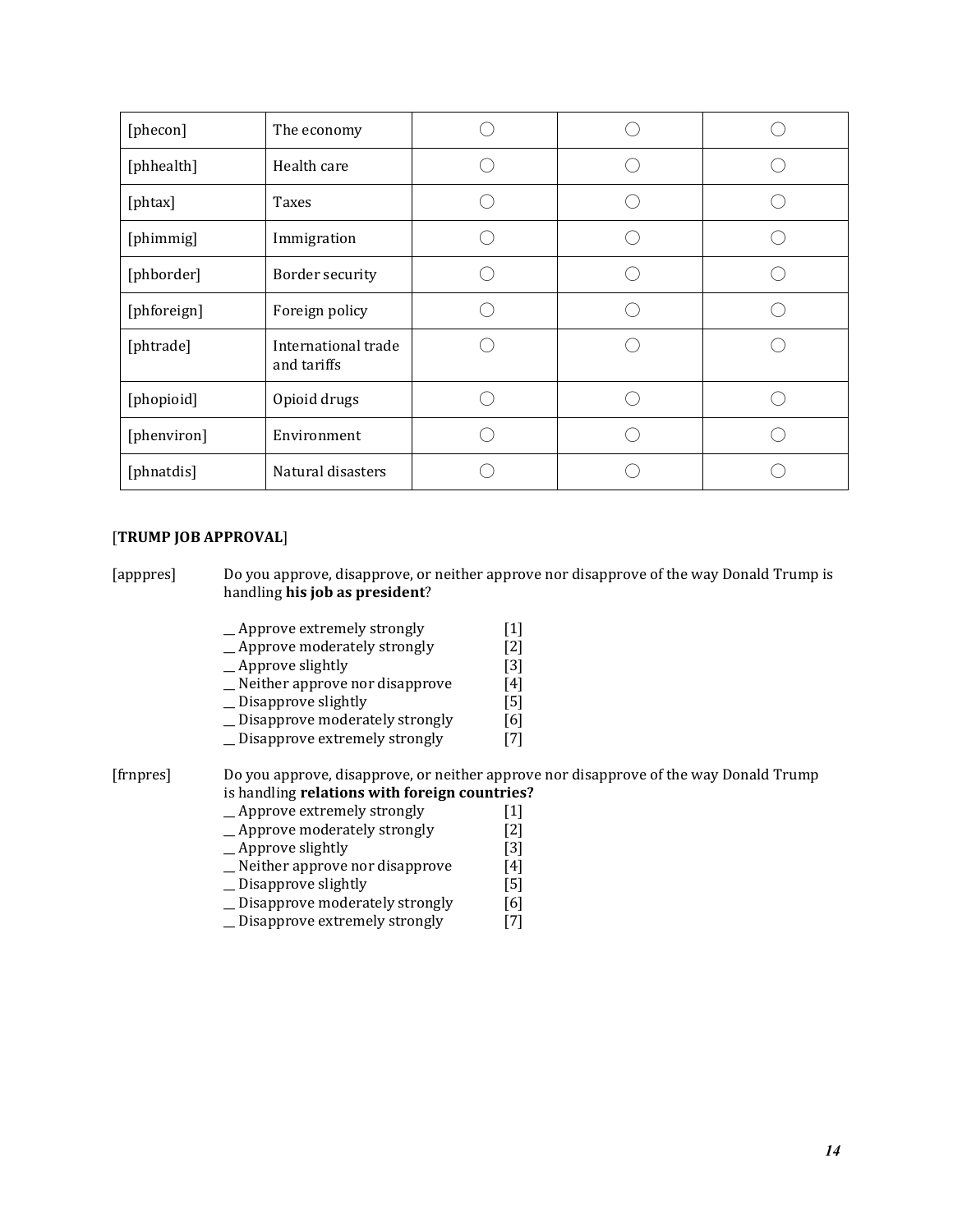| | | | | |
|---|---|---|---|---|
| [phecon] | The economy | ◯ | ◯ | ◯ |
| [phhealth] | Health care | ◯ | ◯ | ◯ |
| [phtax] | Taxes | ◯ | ◯ | ◯ |
| [phimmig] | Immigration | ◯ | ◯ | ◯ |
| [phborder] | Border security | ◯ | ◯ | ◯ |
| [phforeign] | Foreign policy | ◯ | ◯ | ◯ |
| [phtrade] | International trade and tariffs | ◯ | ◯ | ◯ |
| [phopioid] | Opioid drugs | ◯ | ◯ | ◯ |
| [phenviron] | Environment | ◯ | ◯ | ◯ |
| [phnatdis] | Natural disasters | ◯ | ◯ | ◯ |

[**TRUMP JOB APPROVAL**]

[apppres] Do you approve, disapprove, or neither approve nor disapprove of the way Donald Trump is handling **his job as president**?

__ Approve extremely strongly [1]
__ Approve moderately strongly [2]
__ Approve slightly [3]
__ Neither approve nor disapprove [4]
__ Disapprove slightly [5]
__ Disapprove moderately strongly [6]
__ Disapprove extremely strongly [7]

[frnpres] Do you approve, disapprove, or neither approve nor disapprove of the way Donald Trump is handling **relations with foreign countries?**

__ Approve extremely strongly [1]
__ Approve moderately strongly [2]
__ Approve slightly [3]
__ Neither approve nor disapprove [4]
__ Disapprove slightly [5]
__ Disapprove moderately strongly [6]
__ Disapprove extremely strongly [7]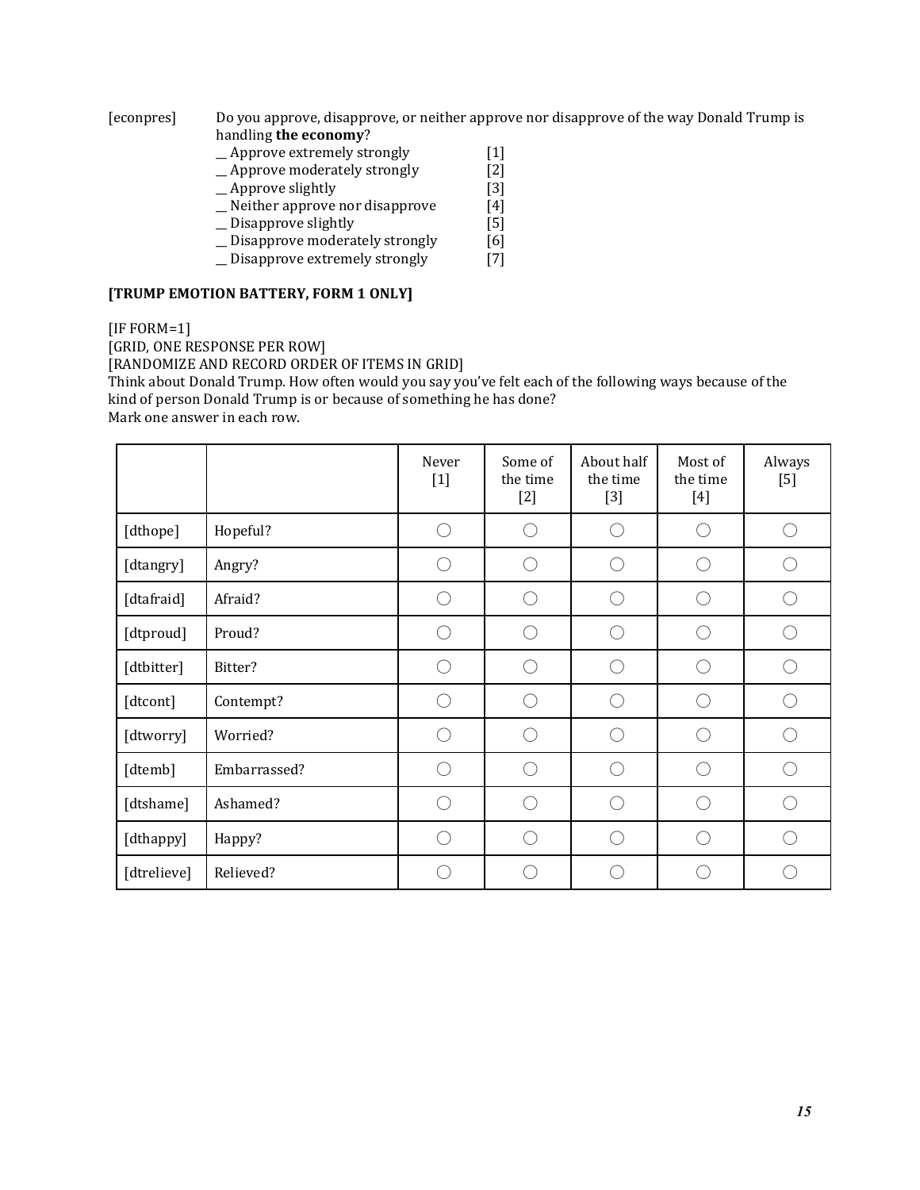[econpres] Do you approve, disapprove, or neither approve nor disapprove of the way Donald Trump is handling **the economy**?

__ Approve extremely strongly [1]
__ Approve moderately strongly [2]
__ Approve slightly [3]
__ Neither approve nor disapprove [4]
__ Disapprove slightly [5]
__ Disapprove moderately strongly [6]
__ Disapprove extremely strongly [7]

**[TRUMP EMOTION BATTERY, FORM 1 ONLY]**

[IF FORM=1]
[GRID, ONE RESPONSE PER ROW]
[RANDOMIZE AND RECORD ORDER OF ITEMS IN GRID]
Think about Donald Trump. How often would you say you've felt each of the following ways because of the kind of person Donald Trump is or because of something he has done?
Mark one answer in each row.

| | | Never [1] | Some of the time [2] | About half the time [3] | Most of the time [4] | Always [5] |
|---|---|---|---|---|---|---|
| [dthope] | Hopeful? | ◯ | ◯ | ◯ | ◯ | ◯ |
| [dtangry] | Angry? | ◯ | ◯ | ◯ | ◯ | ◯ |
| [dtafraid] | Afraid? | ◯ | ◯ | ◯ | ◯ | ◯ |
| [dtproud] | Proud? | ◯ | ◯ | ◯ | ◯ | ◯ |
| [dtbitter] | Bitter? | ◯ | ◯ | ◯ | ◯ | ◯ |
| [dtcont] | Contempt? | ◯ | ◯ | ◯ | ◯ | ◯ |
| [dtworry] | Worried? | ◯ | ◯ | ◯ | ◯ | ◯ |
| [dtemb] | Embarrassed? | ◯ | ◯ | ◯ | ◯ | ◯ |
| [dtshame] | Ashamed? | ◯ | ◯ | ◯ | ◯ | ◯ |
| [dthappy] | Happy? | ◯ | ◯ | ◯ | ◯ | ◯ |
| [dtrelieve] | Relieved? | ◯ | ◯ | ◯ | ◯ | ◯ |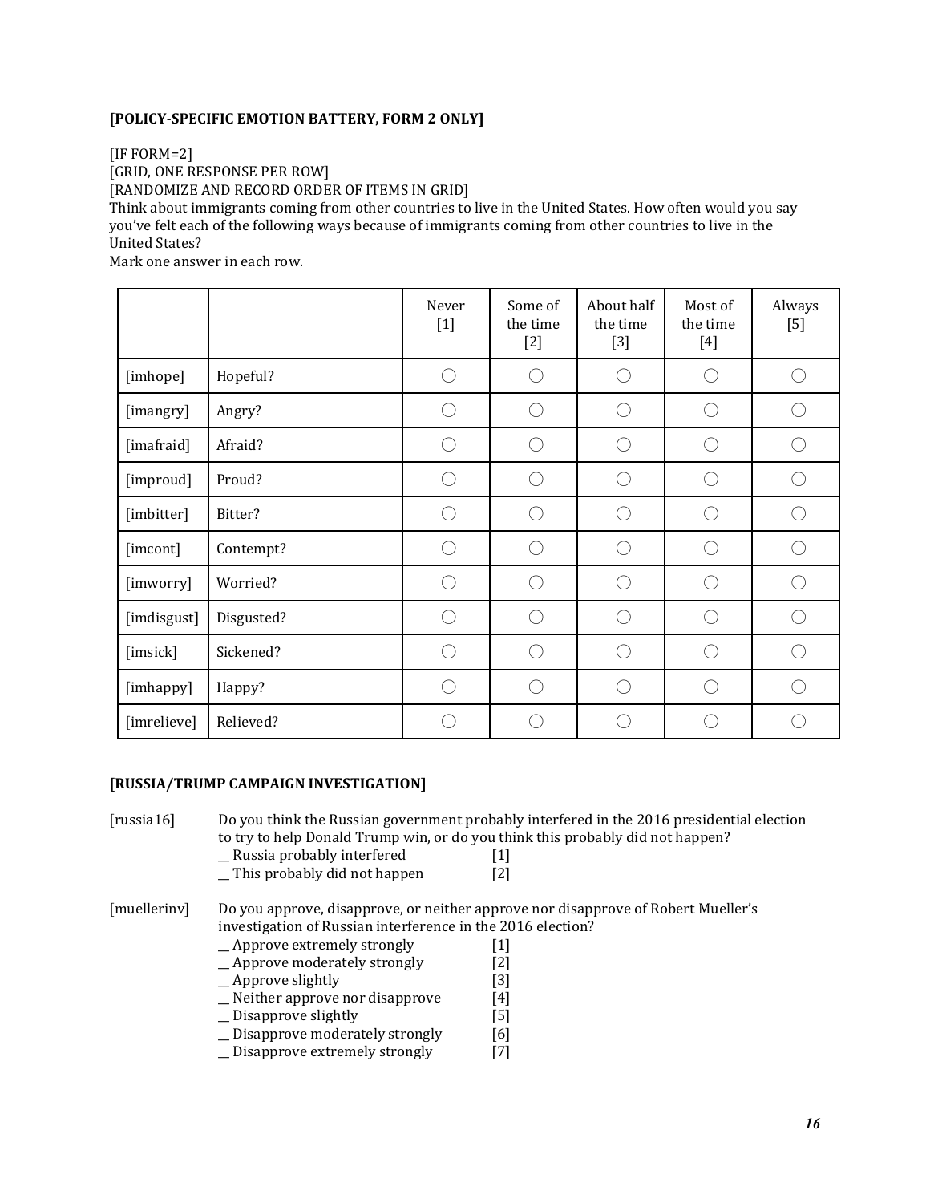**[POLICY-SPECIFIC EMOTION BATTERY, FORM 2 ONLY]**

[IF FORM=2]
[GRID, ONE RESPONSE PER ROW]
[RANDOMIZE AND RECORD ORDER OF ITEMS IN GRID]
Think about immigrants coming from other countries to live in the United States. How often would you say you've felt each of the following ways because of immigrants coming from other countries to live in the United States?
Mark one answer in each row.

| | | Never [1] | Some of the time [2] | About half the time [3] | Most of the time [4] | Always [5] |
|---|---|---|---|---|---|---|
| [imhope] | Hopeful? | ○ | ○ | ○ | ○ | ○ |
| [imangry] | Angry? | ○ | ○ | ○ | ○ | ○ |
| [imafraid] | Afraid? | ○ | ○ | ○ | ○ | ○ |
| [improud] | Proud? | ○ | ○ | ○ | ○ | ○ |
| [imbitter] | Bitter? | ○ | ○ | ○ | ○ | ○ |
| [imcont] | Contempt? | ○ | ○ | ○ | ○ | ○ |
| [imworry] | Worried? | ○ | ○ | ○ | ○ | ○ |
| [imdisgust] | Disgusted? | ○ | ○ | ○ | ○ | ○ |
| [imsick] | Sickened? | ○ | ○ | ○ | ○ | ○ |
| [imhappy] | Happy? | ○ | ○ | ○ | ○ | ○ |
| [imrelieve] | Relieved? | ○ | ○ | ○ | ○ | ○ |

**[RUSSIA/TRUMP CAMPAIGN INVESTIGATION]**

[russia16] Do you think the Russian government probably interfered in the 2016 presidential election to try to help Donald Trump win, or do you think this probably did not happen?
__ Russia probably interfered [1]
__ This probably did not happen [2]

[muellerinv] Do you approve, disapprove, or neither approve nor disapprove of Robert Mueller's investigation of Russian interference in the 2016 election?
__ Approve extremely strongly [1]
__ Approve moderately strongly [2]
__ Approve slightly [3]
__ Neither approve nor disapprove [4]
__ Disapprove slightly [5]
__ Disapprove moderately strongly [6]
__ Disapprove extremely strongly [7]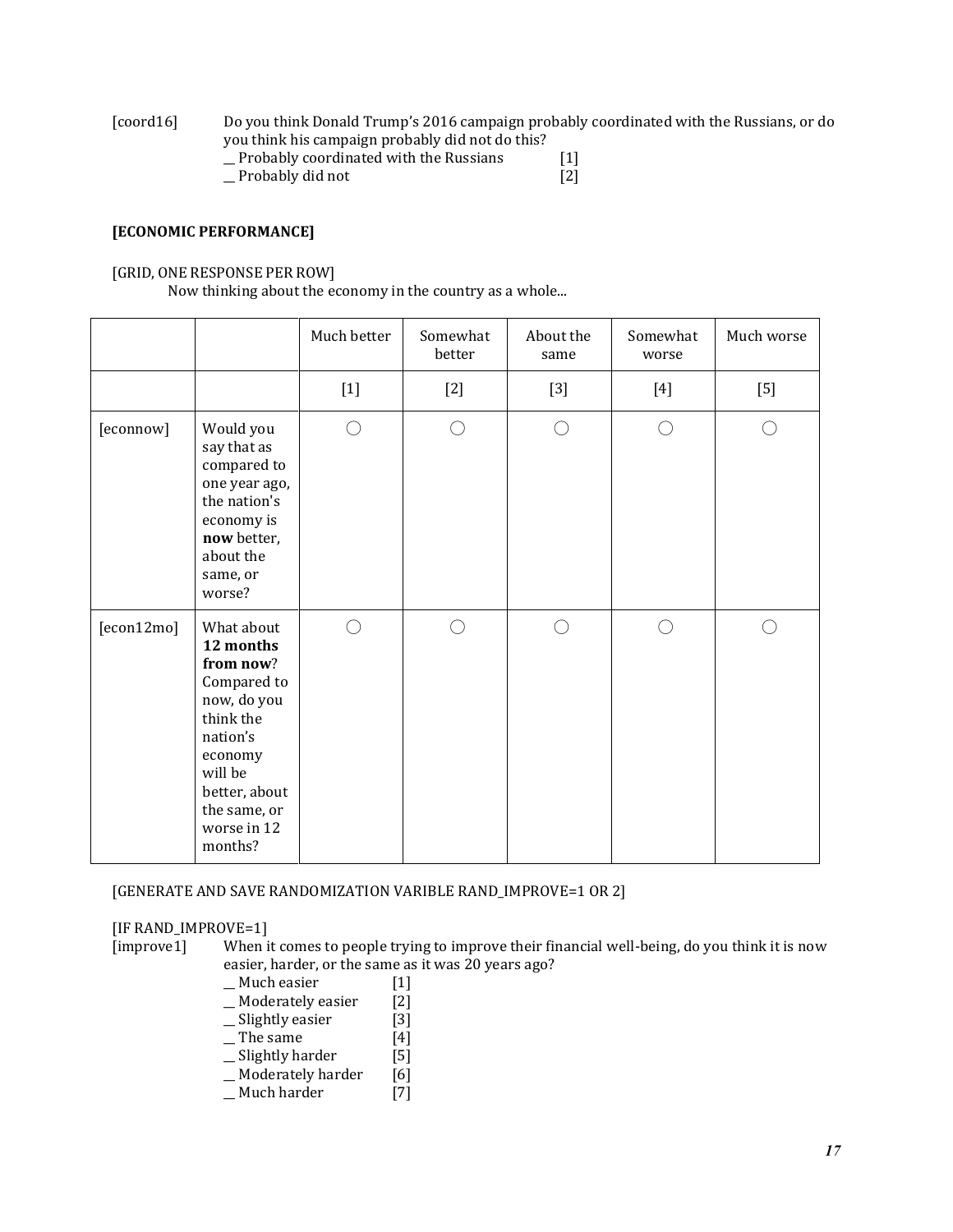[coord16] Do you think Donald Trump's 2016 campaign probably coordinated with the Russians, or do you think his campaign probably did not do this?

__ Probably coordinated with the Russians [1]
__ Probably did not [2]

**[ECONOMIC PERFORMANCE]**

[GRID, ONE RESPONSE PER ROW]

Now thinking about the economy in the country as a whole...

| | | Much better | Somewhat better | About the same | Somewhat worse | Much worse |
|---|---|---|---|---|---|---|
| | | [1] | [2] | [3] | [4] | [5] |
| [econnow] | Would you say that as compared to one year ago, the nation's economy is **now** better, about the same, or worse? | ◯ | ◯ | ◯ | ◯ | ◯ |
| [econ12mo] | What about **12 months from now**? Compared to now, do you think the nation's economy will be better, about the same, or worse in 12 months? | ◯ | ◯ | ◯ | ◯ | ◯ |

[GENERATE AND SAVE RANDOMIZATION VARIBLE RAND_IMPROVE=1 OR 2]

[IF RAND_IMPROVE=1]

[improve1] When it comes to people trying to improve their financial well-being, do you think it is now easier, harder, or the same as it was 20 years ago?

__ Much easier [1]
__ Moderately easier [2]
__ Slightly easier [3]
__ The same [4]
__ Slightly harder [5]
__ Moderately harder [6]
__ Much harder [7]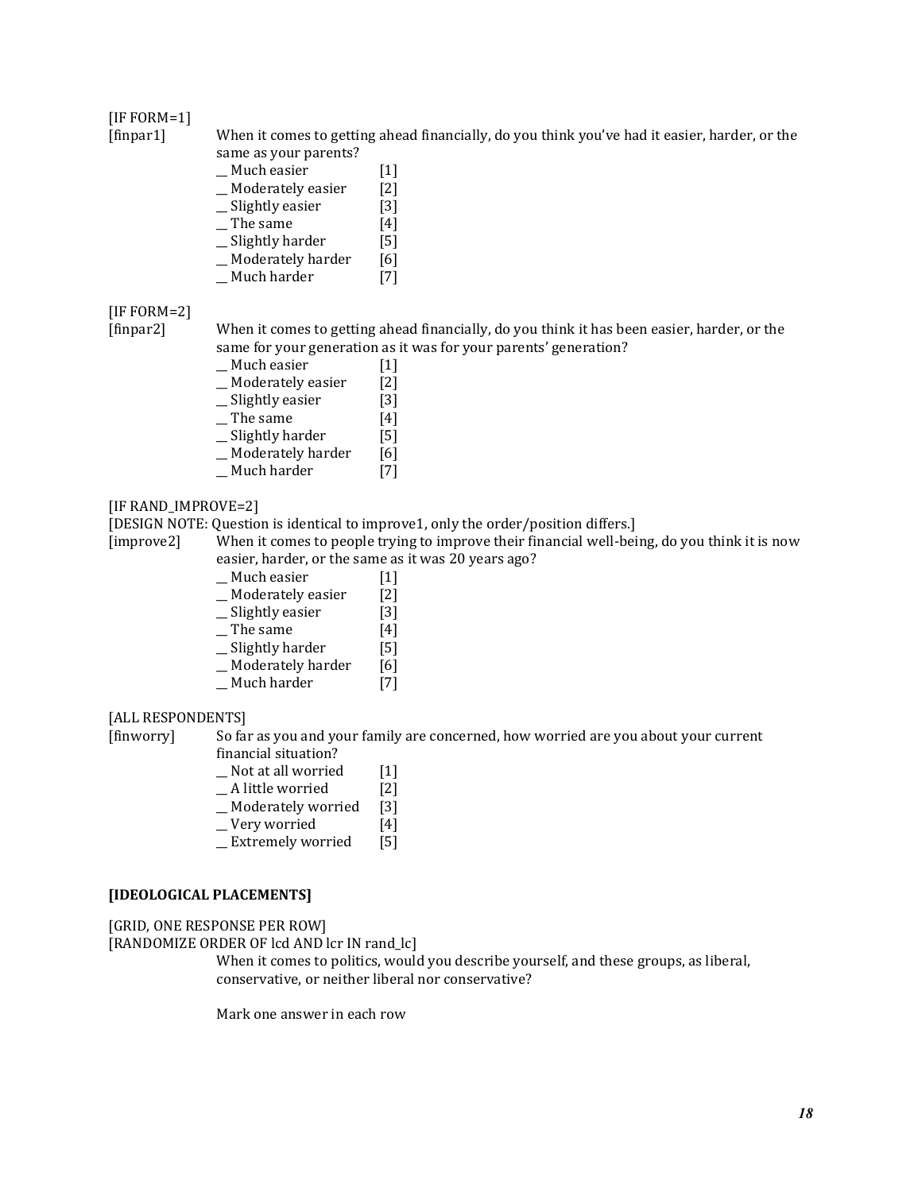[IF FORM=1]

[finpar1] When it comes to getting ahead financially, do you think you've had it easier, harder, or the same as your parents?

__ Much easier [1]
__ Moderately easier [2]
__ Slightly easier [3]
__ The same [4]
__ Slightly harder [5]
__ Moderately harder [6]
__ Much harder [7]

[IF FORM=2]

[finpar2] When it comes to getting ahead financially, do you think it has been easier, harder, or the same for your generation as it was for your parents' generation?

__ Much easier [1]
__ Moderately easier [2]
__ Slightly easier [3]
__ The same [4]
__ Slightly harder [5]
__ Moderately harder [6]
__ Much harder [7]

[IF RAND_IMPROVE=2]
[DESIGN NOTE: Question is identical to improve1, only the order/position differs.]

[improve2] When it comes to people trying to improve their financial well-being, do you think it is now easier, harder, or the same as it was 20 years ago?

__ Much easier [1]
__ Moderately easier [2]
__ Slightly easier [3]
__ The same [4]
__ Slightly harder [5]
__ Moderately harder [6]
__ Much harder [7]

[ALL RESPONDENTS]

[finworry] So far as you and your family are concerned, how worried are you about your current financial situation?

__ Not at all worried [1]
__ A little worried [2]
__ Moderately worried [3]
__ Very worried [4]
__ Extremely worried [5]

**[IDEOLOGICAL PLACEMENTS]**

[GRID, ONE RESPONSE PER ROW]
[RANDOMIZE ORDER OF lcd AND lcr IN rand_lc]

When it comes to politics, would you describe yourself, and these groups, as liberal, conservative, or neither liberal nor conservative?

Mark one answer in each row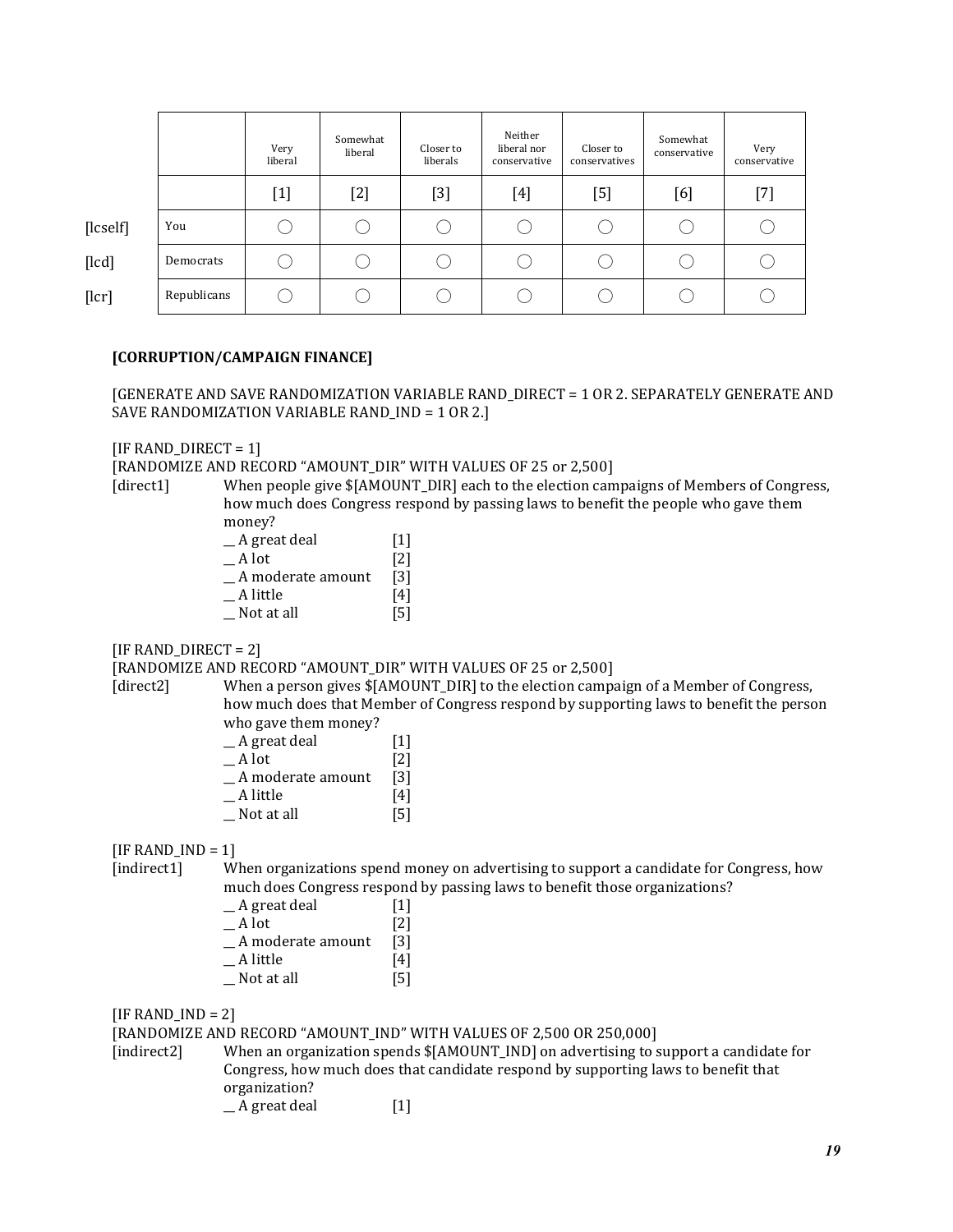| | | Very liberal | Somewhat liberal | Closer to liberals | Neither liberal nor conservative | Closer to conservatives | Somewhat conservative | Very conservative |
|---|---|---|---|---|---|---|---|---|
| | | [1] | [2] | [3] | [4] | [5] | [6] | [7] |
| [lcself] | You | ◯ | ◯ | ◯ | ◯ | ◯ | ◯ | ◯ |
| [lcd] | Democrats | ◯ | ◯ | ◯ | ◯ | ◯ | ◯ | ◯ |
| [lcr] | Republicans | ◯ | ◯ | ◯ | ◯ | ◯ | ◯ | ◯ |

**[CORRUPTION/CAMPAIGN FINANCE]**

[GENERATE AND SAVE RANDOMIZATION VARIABLE RAND_DIRECT = 1 OR 2. SEPARATELY GENERATE AND SAVE RANDOMIZATION VARIABLE RAND_IND = 1 OR 2.]

[IF RAND_DIRECT = 1]
[RANDOMIZE AND RECORD "AMOUNT_DIR" WITH VALUES OF 25 or 2,500]

[direct1] When people give $[AMOUNT_DIR] each to the election campaigns of Members of Congress, how much does Congress respond by passing laws to benefit the people who gave them money?

__ A great deal [1]
__ A lot [2]
__ A moderate amount [3]
__ A little [4]
__ Not at all [5]

[IF RAND_DIRECT = 2]
[RANDOMIZE AND RECORD "AMOUNT_DIR" WITH VALUES OF 25 or 2,500]

[direct2] When a person gives $[AMOUNT_DIR] to the election campaign of a Member of Congress, how much does that Member of Congress respond by supporting laws to benefit the person who gave them money?

__ A great deal [1]
__ A lot [2]
__ A moderate amount [3]
__ A little [4]
__ Not at all [5]

[IF RAND_IND = 1]

[indirect1] When organizations spend money on advertising to support a candidate for Congress, how much does Congress respond by passing laws to benefit those organizations?

__ A great deal [1]
__ A lot [2]
__ A moderate amount [3]
__ A little [4]
__ Not at all [5]

[IF RAND_IND = 2]
[RANDOMIZE AND RECORD "AMOUNT_IND" WITH VALUES OF 2,500 OR 250,000]

[indirect2] When an organization spends $[AMOUNT_IND] on advertising to support a candidate for Congress, how much does that candidate respond by supporting laws to benefit that organization?

__ A great deal [1]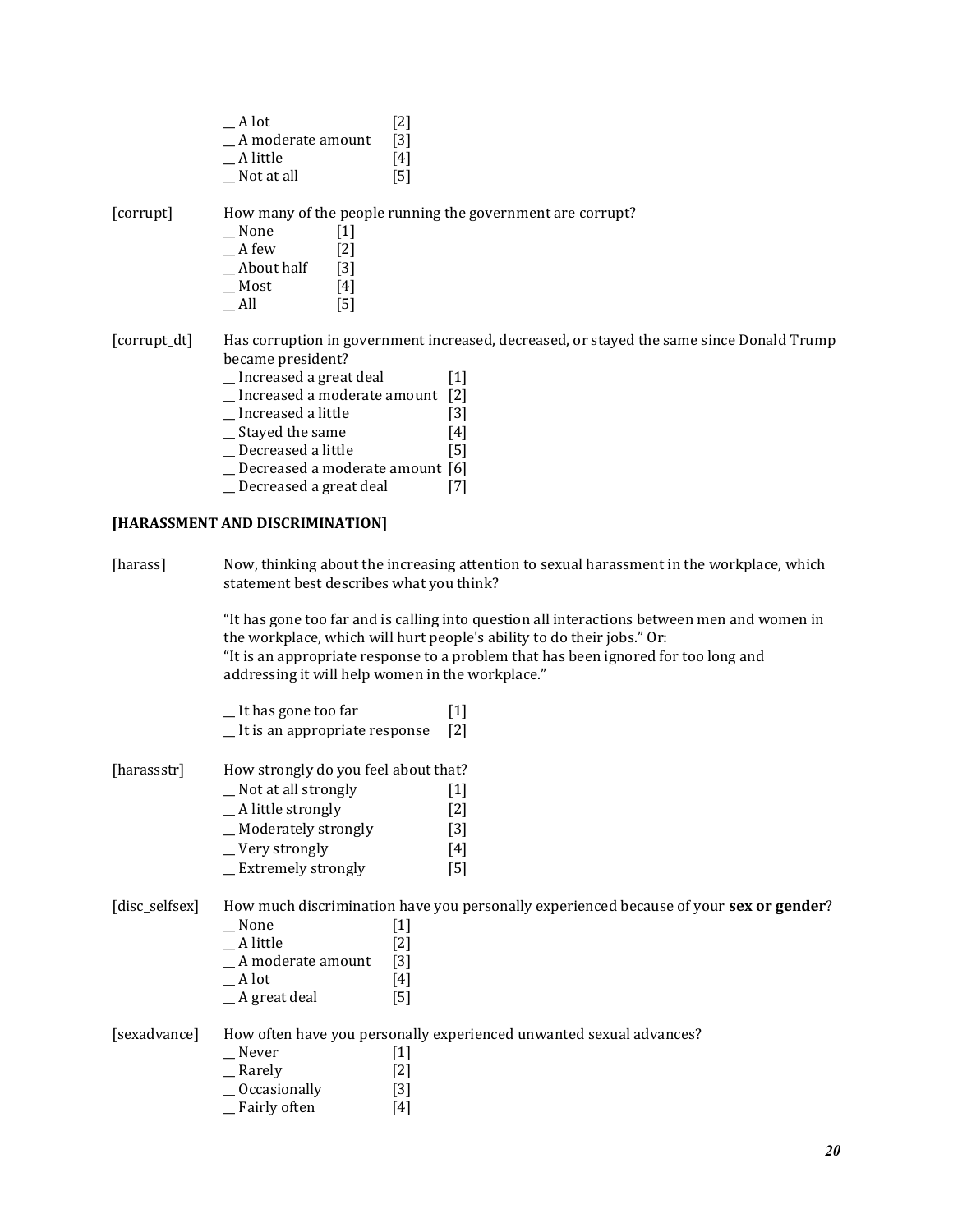__ A lot [2]
__ A moderate amount [3]
__ A little [4]
__ Not at all [5]

[corrupt] How many of the people running the government are corrupt?
__ None [1]
__ A few [2]
__ About half [3]
__ Most [4]
__ All [5]

[corrupt_dt] Has corruption in government increased, decreased, or stayed the same since Donald Trump became president?
__ Increased a great deal [1]
__ Increased a moderate amount [2]
__ Increased a little [3]
__ Stayed the same [4]
__ Decreased a little [5]
__ Decreased a moderate amount [6]
__ Decreased a great deal [7]

**[HARASSMENT AND DISCRIMINATION]**

[harass] Now, thinking about the increasing attention to sexual harassment in the workplace, which statement best describes what you think?

"It has gone too far and is calling into question all interactions between men and women in the workplace, which will hurt people's ability to do their jobs." Or:
"It is an appropriate response to a problem that has been ignored for too long and addressing it will help women in the workplace."

__ It has gone too far [1]
__ It is an appropriate response [2]

[harassstr] How strongly do you feel about that?
__ Not at all strongly [1]
__ A little strongly [2]
__ Moderately strongly [3]
__ Very strongly [4]
__ Extremely strongly [5]

[disc_selfsex] How much discrimination have you personally experienced because of your **sex or gender**?
__ None [1]
__ A little [2]
__ A moderate amount [3]
__ A lot [4]
__ A great deal [5]

[sexadvance] How often have you personally experienced unwanted sexual advances?
__ Never [1]
__ Rarely [2]
__ Occasionally [3]
__ Fairly often [4]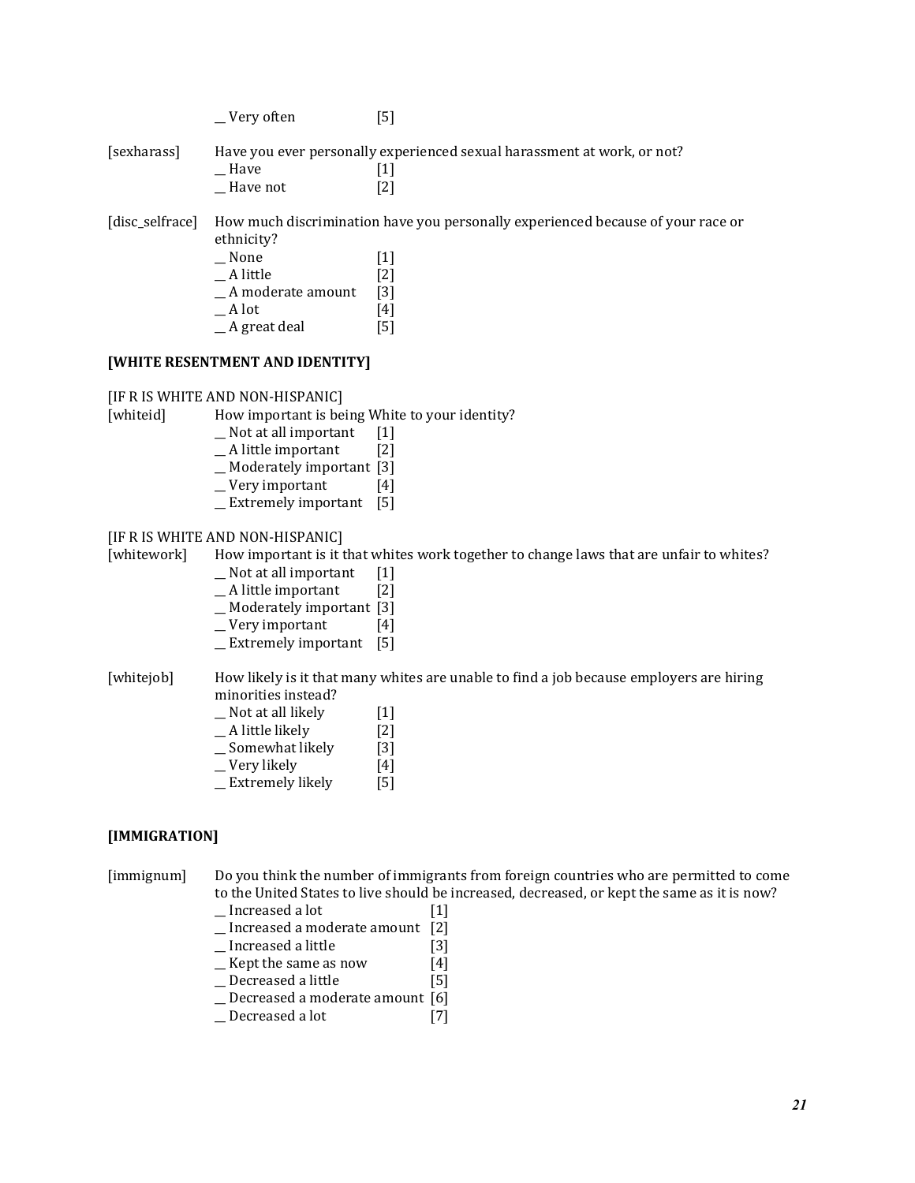__ Very often [5]

[sexharass] Have you ever personally experienced sexual harassment at work, or not?

__ Have [1]
__ Have not [2]

[disc_selfrace] How much discrimination have you personally experienced because of your race or ethnicity?

__ None [1]
__ A little [2]
__ A moderate amount [3]
__ A lot [4]
__ A great deal [5]

**[WHITE RESENTMENT AND IDENTITY]**

[IF R IS WHITE AND NON-HISPANIC]
[whiteid] How important is being White to your identity?

__ Not at all important [1]
__ A little important [2]
__ Moderately important [3]
__ Very important [4]
__ Extremely important [5]

[IF R IS WHITE AND NON-HISPANIC]
[whitework] How important is it that whites work together to change laws that are unfair to whites?

__ Not at all important [1]
__ A little important [2]
__ Moderately important [3]
__ Very important [4]
__ Extremely important [5]

[whitejob] How likely is it that many whites are unable to find a job because employers are hiring minorities instead?

__ Not at all likely [1]
__ A little likely [2]
__ Somewhat likely [3]
__ Very likely [4]
__ Extremely likely [5]

**[IMMIGRATION]**

[immignum] Do you think the number of immigrants from foreign countries who are permitted to come to the United States to live should be increased, decreased, or kept the same as it is now?

__ Increased a lot [1]
__ Increased a moderate amount [2]
__ Increased a little [3]
__ Kept the same as now [4]
__ Decreased a little [5]
__ Decreased a moderate amount [6]
__ Decreased a lot [7]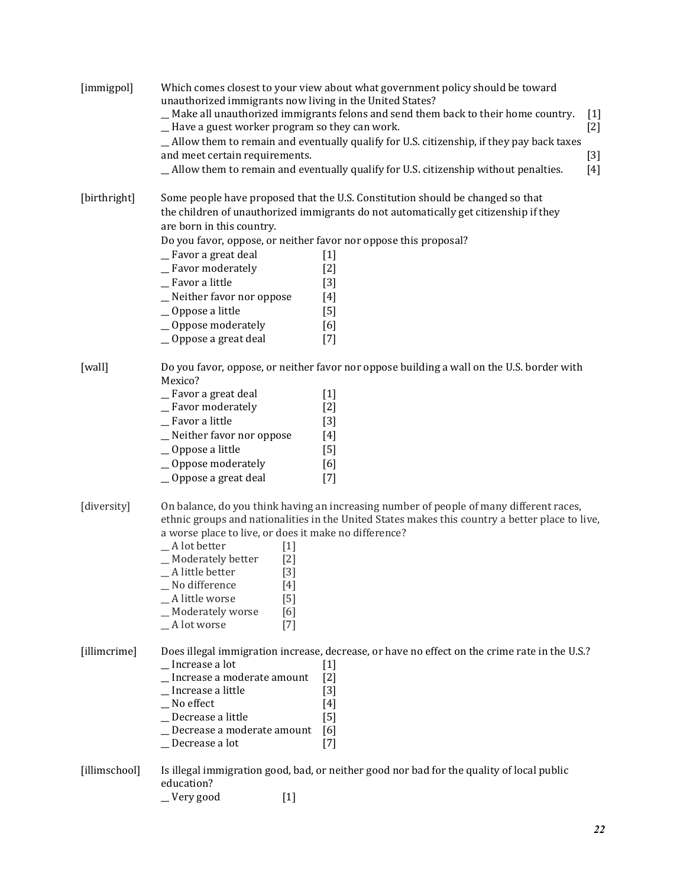[immigpol] Which comes closest to your view about what government policy should be toward unauthorized immigrants now living in the United States?

_ Make all unauthorized immigrants felons and send them back to their home country. [1]
_ Have a guest worker program so they can work. [2]
_ Allow them to remain and eventually qualify for U.S. citizenship, if they pay back taxes and meet certain requirements. [3]
_ Allow them to remain and eventually qualify for U.S. citizenship without penalties. [4]

[birthright] Some people have proposed that the U.S. Constitution should be changed so that the children of unauthorized immigrants do not automatically get citizenship if they are born in this country.
Do you favor, oppose, or neither favor nor oppose this proposal?

_ Favor a great deal [1]
_ Favor moderately [2]
_ Favor a little [3]
_ Neither favor nor oppose [4]
_ Oppose a little [5]
_ Oppose moderately [6]
_ Oppose a great deal [7]

[wall] Do you favor, oppose, or neither favor nor oppose building a wall on the U.S. border with Mexico?

_ Favor a great deal [1]
_ Favor moderately [2]
_ Favor a little [3]
_ Neither favor nor oppose [4]
_ Oppose a little [5]
_ Oppose moderately [6]
_ Oppose a great deal [7]

[diversity] On balance, do you think having an increasing number of people of many different races, ethnic groups and nationalities in the United States makes this country a better place to live, a worse place to live, or does it make no difference?

_ A lot better [1]
_ Moderately better [2]
_ A little better [3]
_ No difference [4]
_ A little worse [5]
_ Moderately worse [6]
_ A lot worse [7]

[illimcrime] Does illegal immigration increase, decrease, or have no effect on the crime rate in the U.S.?

_ Increase a lot [1]
_ Increase a moderate amount [2]
_ Increase a little [3]
_ No effect [4]
_ Decrease a little [5]
_ Decrease a moderate amount [6]
_ Decrease a lot [7]

[illimschool] Is illegal immigration good, bad, or neither good nor bad for the quality of local public education?

_ Very good [1]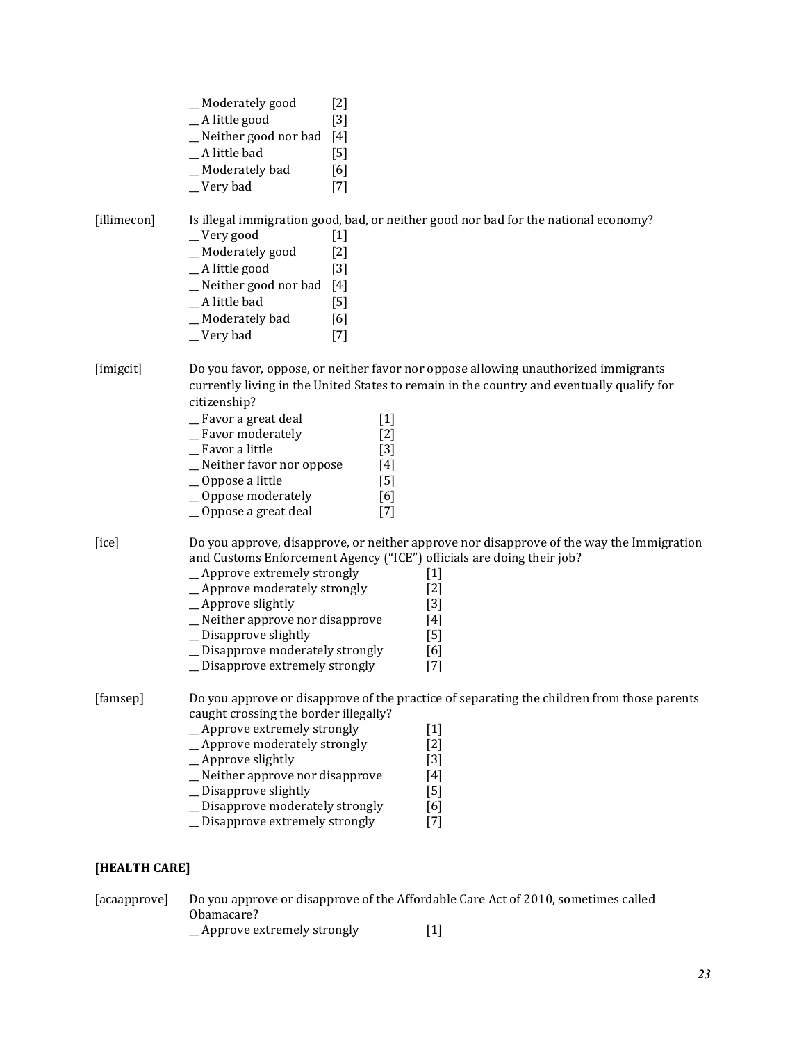_ Moderately good [2]
_ A little good [3]
_ Neither good nor bad [4]
_ A little bad [5]
_ Moderately bad [6]
_ Very bad [7]

[illimecon] Is illegal immigration good, bad, or neither good nor bad for the national economy?
_ Very good [1]
_ Moderately good [2]
_ A little good [3]
_ Neither good nor bad [4]
_ A little bad [5]
_ Moderately bad [6]
_ Very bad [7]

[imigcit] Do you favor, oppose, or neither favor nor oppose allowing unauthorized immigrants currently living in the United States to remain in the country and eventually qualify for citizenship?
_ Favor a great deal [1]
_ Favor moderately [2]
_ Favor a little [3]
_ Neither favor nor oppose [4]
_ Oppose a little [5]
_ Oppose moderately [6]
_ Oppose a great deal [7]

[ice] Do you approve, disapprove, or neither approve nor disapprove of the way the Immigration and Customs Enforcement Agency ("ICE") officials are doing their job?
_ Approve extremely strongly [1]
_ Approve moderately strongly [2]
_ Approve slightly [3]
_ Neither approve nor disapprove [4]
_ Disapprove slightly [5]
_ Disapprove moderately strongly [6]
_ Disapprove extremely strongly [7]

[famsep] Do you approve or disapprove of the practice of separating the children from those parents caught crossing the border illegally?
_ Approve extremely strongly [1]
_ Approve moderately strongly [2]
_ Approve slightly [3]
_ Neither approve nor disapprove [4]
_ Disapprove slightly [5]
_ Disapprove moderately strongly [6]
_ Disapprove extremely strongly [7]

**[HEALTH CARE]**

[acaapprove] Do you approve or disapprove of the Affordable Care Act of 2010, sometimes called Obamacare?
_ Approve extremely strongly [1]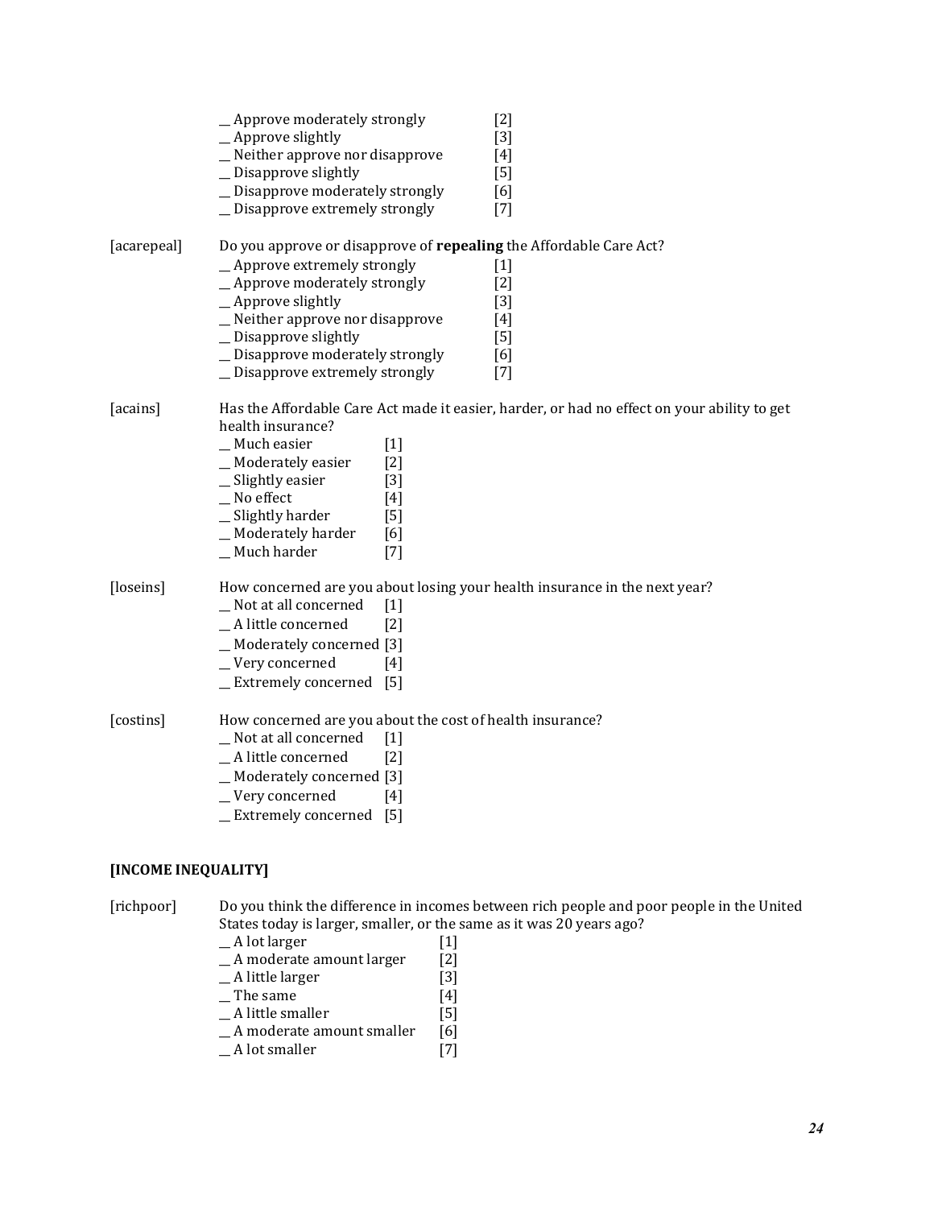_ Approve moderately strongly [2]
_ Approve slightly [3]
_ Neither approve nor disapprove [4]
_ Disapprove slightly [5]
_ Disapprove moderately strongly [6]
_ Disapprove extremely strongly [7]

[acarepeal] Do you approve or disapprove of **repealing** the Affordable Care Act?

_ Approve extremely strongly [1]
_ Approve moderately strongly [2]
_ Approve slightly [3]
_ Neither approve nor disapprove [4]
_ Disapprove slightly [5]
_ Disapprove moderately strongly [6]
_ Disapprove extremely strongly [7]

[acains] Has the Affordable Care Act made it easier, harder, or had no effect on your ability to get health insurance?

_ Much easier [1]
_ Moderately easier [2]
_ Slightly easier [3]
_ No effect [4]
_ Slightly harder [5]
_ Moderately harder [6]
_ Much harder [7]

[loseins] How concerned are you about losing your health insurance in the next year?

_ Not at all concerned [1]
_ A little concerned [2]
_ Moderately concerned [3]
_ Very concerned [4]
_ Extremely concerned [5]

[costins] How concerned are you about the cost of health insurance?

_ Not at all concerned [1]
_ A little concerned [2]
_ Moderately concerned [3]
_ Very concerned [4]
_ Extremely concerned [5]

**[INCOME INEQUALITY]**

[richpoor] Do you think the difference in incomes between rich people and poor people in the United States today is larger, smaller, or the same as it was 20 years ago?

_ A lot larger [1]
_ A moderate amount larger [2]
_ A little larger [3]
_ The same [4]
_ A little smaller [5]
_ A moderate amount smaller [6]
_ A lot smaller [7]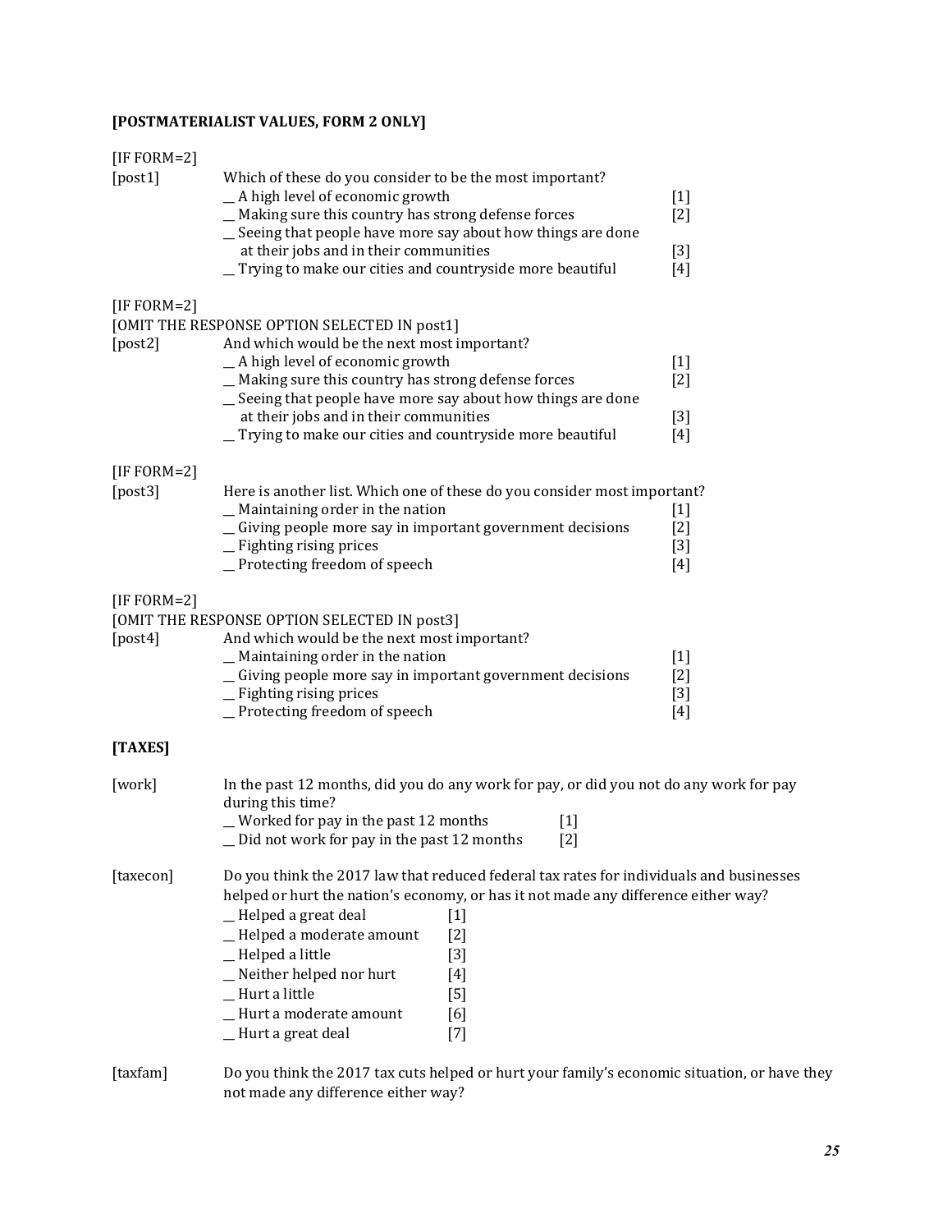**[POSTMATERIALIST VALUES, FORM 2 ONLY]**

[IF FORM=2]

[post1] Which of these do you consider to be the most important?

- _ A high level of economic growth [1]
- _ Making sure this country has strong defense forces [2]
- _ Seeing that people have more say about how things are done at their jobs and in their communities [3]
- _ Trying to make our cities and countryside more beautiful [4]

[IF FORM=2]

[OMIT THE RESPONSE OPTION SELECTED IN post1]

[post2] And which would be the next most important?

- _ A high level of economic growth [1]
- _ Making sure this country has strong defense forces [2]
- _ Seeing that people have more say about how things are done at their jobs and in their communities [3]
- _ Trying to make our cities and countryside more beautiful [4]

[IF FORM=2]

[post3] Here is another list. Which one of these do you consider most important?

- _ Maintaining order in the nation [1]
- _ Giving people more say in important government decisions [2]
- _ Fighting rising prices [3]
- _ Protecting freedom of speech [4]

[IF FORM=2]

[OMIT THE RESPONSE OPTION SELECTED IN post3]

[post4] And which would be the next most important?

- _ Maintaining order in the nation [1]
- _ Giving people more say in important government decisions [2]
- _ Fighting rising prices [3]
- _ Protecting freedom of speech [4]

**[TAXES]**

[work] In the past 12 months, did you do any work for pay, or did you not do any work for pay during this time?

- _ Worked for pay in the past 12 months [1]
- _ Did not work for pay in the past 12 months [2]

[taxecon] Do you think the 2017 law that reduced federal tax rates for individuals and businesses helped or hurt the nation's economy, or has it not made any difference either way?

- _ Helped a great deal [1]
- _ Helped a moderate amount [2]
- _ Helped a little [3]
- _ Neither helped nor hurt [4]
- _ Hurt a little [5]
- _ Hurt a moderate amount [6]
- _ Hurt a great deal [7]

[taxfam] Do you think the 2017 tax cuts helped or hurt your family's economic situation, or have they not made any difference either way?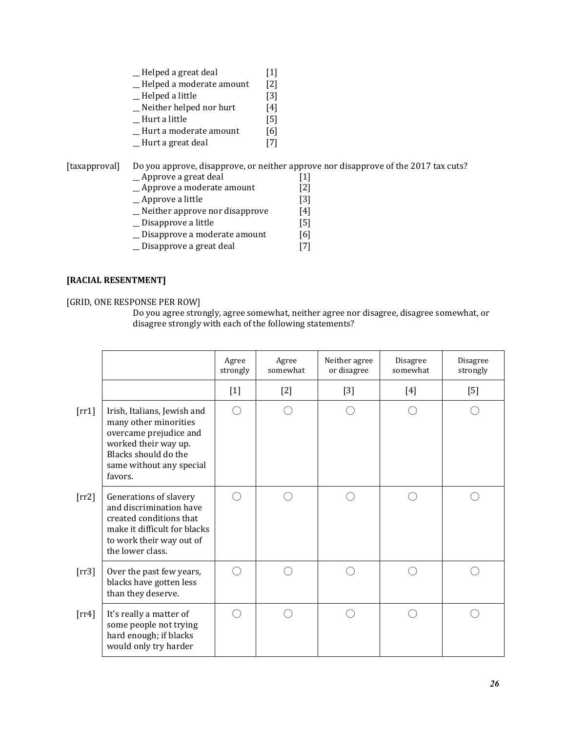__ Helped a great deal [1]
__ Helped a moderate amount [2]
__ Helped a little [3]
__ Neither helped nor hurt [4]
__ Hurt a little [5]
__ Hurt a moderate amount [6]
__ Hurt a great deal [7]

[taxapproval] Do you approve, disapprove, or neither approve nor disapprove of the 2017 tax cuts?
__ Approve a great deal [1]
__ Approve a moderate amount [2]
__ Approve a little [3]
__ Neither approve nor disapprove [4]
__ Disapprove a little [5]
__ Disapprove a moderate amount [6]
__ Disapprove a great deal [7]

**[RACIAL RESENTMENT]**

[GRID, ONE RESPONSE PER ROW]

Do you agree strongly, agree somewhat, neither agree nor disagree, disagree somewhat, or disagree strongly with each of the following statements?

| | | Agree strongly | Agree somewhat | Neither agree or disagree | Disagree somewhat | Disagree strongly |
|---|---|---|---|---|---|---|
| | | [1] | [2] | [3] | [4] | [5] |
| [rr1] | Irish, Italians, Jewish and many other minorities overcame prejudice and worked their way up. Blacks should do the same without any special favors. | ◯ | ◯ | ◯ | ◯ | ◯ |
| [rr2] | Generations of slavery and discrimination have created conditions that make it difficult for blacks to work their way out of the lower class. | ◯ | ◯ | ◯ | ◯ | ◯ |
| [rr3] | Over the past few years, blacks have gotten less than they deserve. | ◯ | ◯ | ◯ | ◯ | ◯ |
| [rr4] | It's really a matter of some people not trying hard enough; if blacks would only try harder | ◯ | ◯ | ◯ | ◯ | ◯ |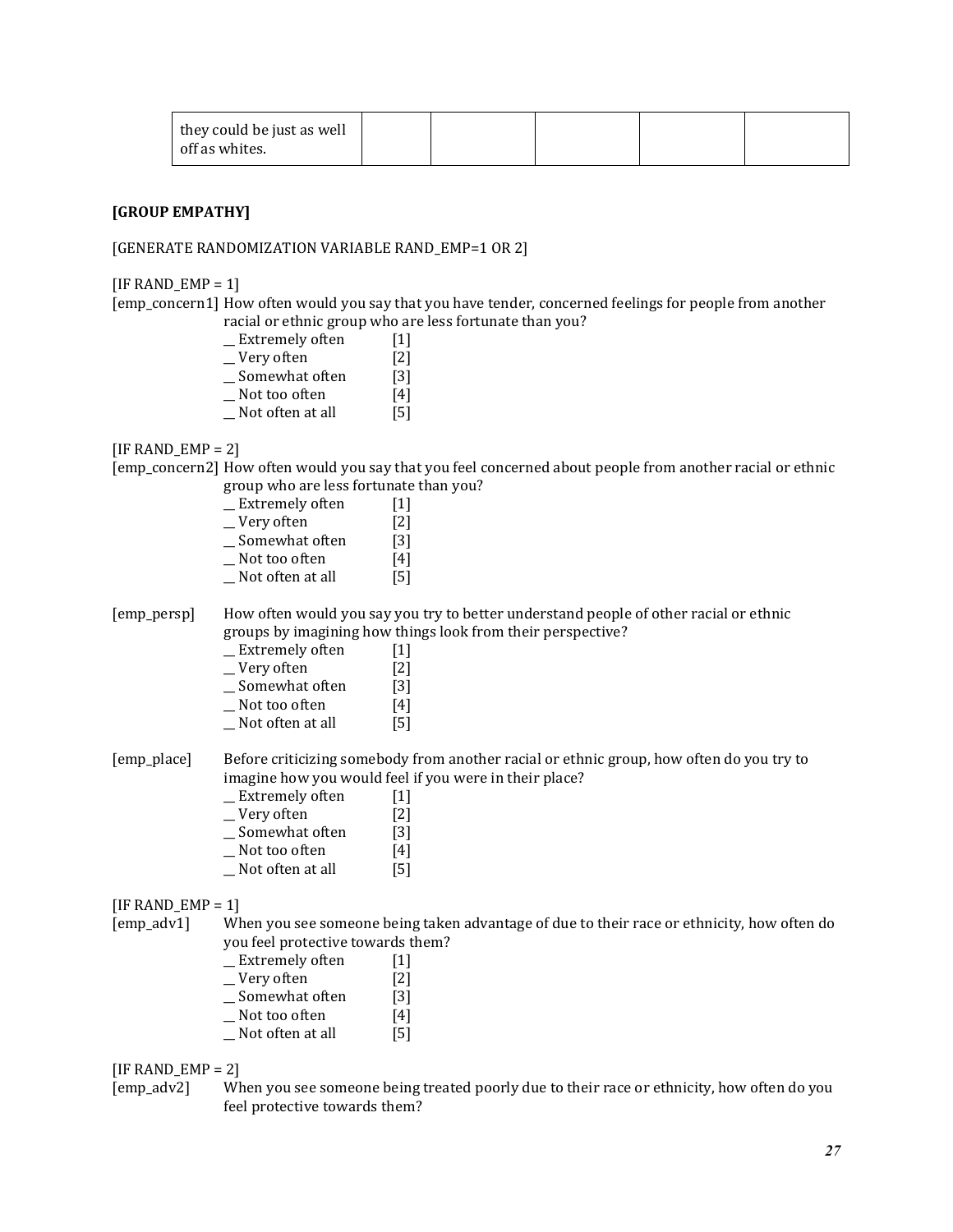| they could be just as well off as whites. | | | | | |
|---|---|---|---|---|---|

**[GROUP EMPATHY]**

[GENERATE RANDOMIZATION VARIABLE RAND_EMP=1 OR 2]

[IF RAND_EMP = 1]
[emp_concern1] How often would you say that you have tender, concerned feelings for people from another racial or ethnic group who are less fortunate than you?

__ Extremely often [1]
__ Very often [2]
__ Somewhat often [3]
__ Not too often [4]
__ Not often at all [5]

[IF RAND_EMP = 2]
[emp_concern2] How often would you say that you feel concerned about people from another racial or ethnic group who are less fortunate than you?

__ Extremely often [1]
__ Very often [2]
__ Somewhat often [3]
__ Not too often [4]
__ Not often at all [5]

[emp_persp] How often would you say you try to better understand people of other racial or ethnic groups by imagining how things look from their perspective?

__ Extremely often [1]
__ Very often [2]
__ Somewhat often [3]
__ Not too often [4]
__ Not often at all [5]

[emp_place] Before criticizing somebody from another racial or ethnic group, how often do you try to imagine how you would feel if you were in their place?

__ Extremely often [1]
__ Very often [2]
__ Somewhat often [3]
__ Not too often [4]
__ Not often at all [5]

[IF RAND_EMP = 1]
[emp_adv1] When you see someone being taken advantage of due to their race or ethnicity, how often do you feel protective towards them?

__ Extremely often [1]
__ Very often [2]
__ Somewhat often [3]
__ Not too often [4]
__ Not often at all [5]

[IF RAND_EMP = 2]
[emp_adv2] When you see someone being treated poorly due to their race or ethnicity, how often do you feel protective towards them?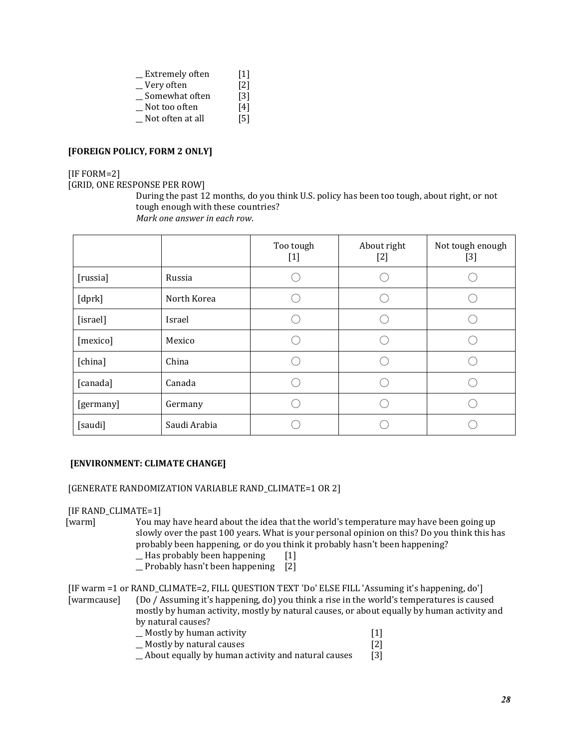__ Extremely often [1]
__ Very often [2]
__ Somewhat often [3]
__ Not too often [4]
__ Not often at all [5]

**[FOREIGN POLICY, FORM 2 ONLY]**

[IF FORM=2]
[GRID, ONE RESPONSE PER ROW]

During the past 12 months, do you think U.S. policy has been too tough, about right, or not tough enough with these countries?
*Mark one answer in each row.*

| | | Too tough [1] | About right [2] | Not tough enough [3] |
|---|---|---|---|---|
| [russia] | Russia | ◯ | ◯ | ◯ |
| [dprk] | North Korea | ◯ | ◯ | ◯ |
| [israel] | Israel | ◯ | ◯ | ◯ |
| [mexico] | Mexico | ◯ | ◯ | ◯ |
| [china] | China | ◯ | ◯ | ◯ |
| [canada] | Canada | ◯ | ◯ | ◯ |
| [germany] | Germany | ◯ | ◯ | ◯ |
| [saudi] | Saudi Arabia | ◯ | ◯ | ◯ |

**[ENVIRONMENT: CLIMATE CHANGE]**

[GENERATE RANDOMIZATION VARIABLE RAND_CLIMATE=1 OR 2]

[IF RAND_CLIMATE=1]

[warm] You may have heard about the idea that the world's temperature may have been going up slowly over the past 100 years. What is your personal opinion on this? Do you think this has probably been happening, or do you think it probably hasn't been happening?

__ Has probably been happening [1]
__ Probably hasn't been happening [2]

[IF warm =1 or RAND_CLIMATE=2, FILL QUESTION TEXT 'Do' ELSE FILL 'Assuming it's happening, do']

[warmcause] (Do / Assuming it's happening, do) you think a rise in the world's temperatures is caused mostly by human activity, mostly by natural causes, or about equally by human activity and by natural causes?

__ Mostly by human activity [1]
__ Mostly by natural causes [2]
__ About equally by human activity and natural causes [3]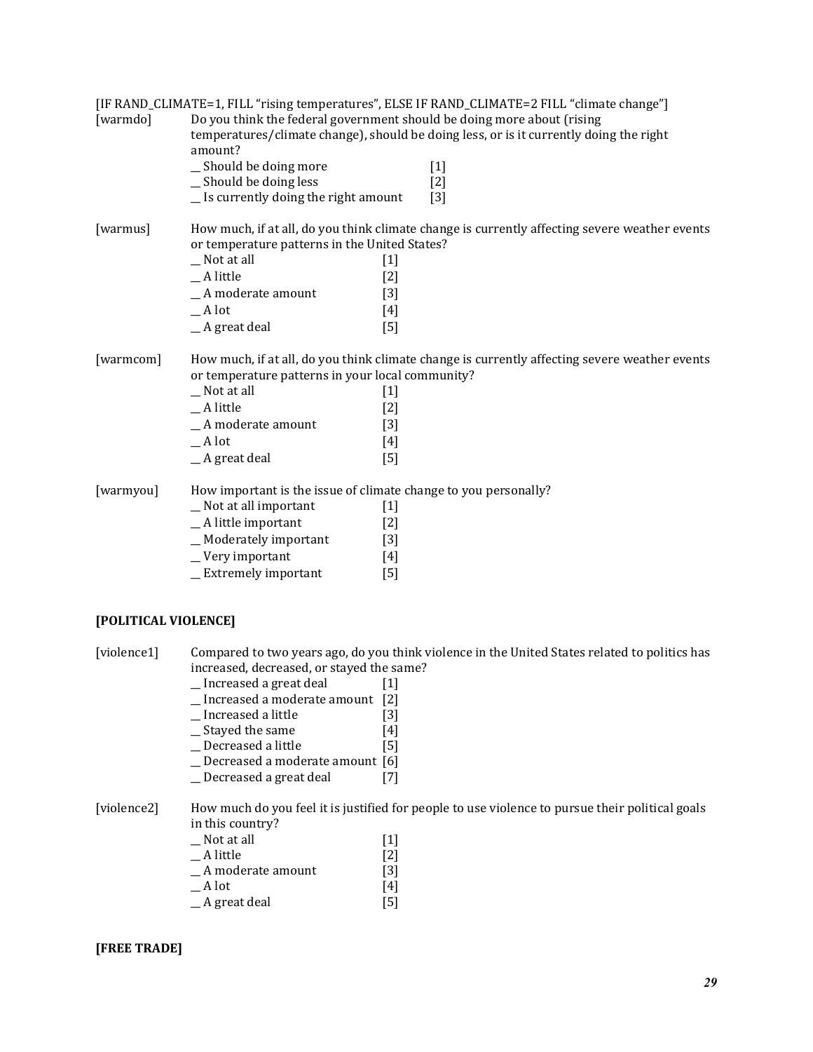[IF RAND_CLIMATE=1, FILL "rising temperatures", ELSE IF RAND_CLIMATE=2 FILL "climate change"]

[warmdo] Do you think the federal government should be doing more about (rising temperatures/climate change), should be doing less, or is it currently doing the right amount?

__ Should be doing more [1]
__ Should be doing less [2]
__ Is currently doing the right amount [3]

[warmus] How much, if at all, do you think climate change is currently affecting severe weather events or temperature patterns in the United States?

__ Not at all [1]
__ A little [2]
__ A moderate amount [3]
__ A lot [4]
__ A great deal [5]

[warmcom] How much, if at all, do you think climate change is currently affecting severe weather events or temperature patterns in your local community?

__ Not at all [1]
__ A little [2]
__ A moderate amount [3]
__ A lot [4]
__ A great deal [5]

[warmyou] How important is the issue of climate change to you personally?

__ Not at all important [1]
__ A little important [2]
__ Moderately important [3]
__ Very important [4]
__ Extremely important [5]

**[POLITICAL VIOLENCE]**

[violence1] Compared to two years ago, do you think violence in the United States related to politics has increased, decreased, or stayed the same?

__ Increased a great deal [1]
__ Increased a moderate amount [2]
__ Increased a little [3]
__ Stayed the same [4]
__ Decreased a little [5]
__ Decreased a moderate amount [6]
__ Decreased a great deal [7]

[violence2] How much do you feel it is justified for people to use violence to pursue their political goals in this country?

__ Not at all [1]
__ A little [2]
__ A moderate amount [3]
__ A lot [4]
__ A great deal [5]

**[FREE TRADE]**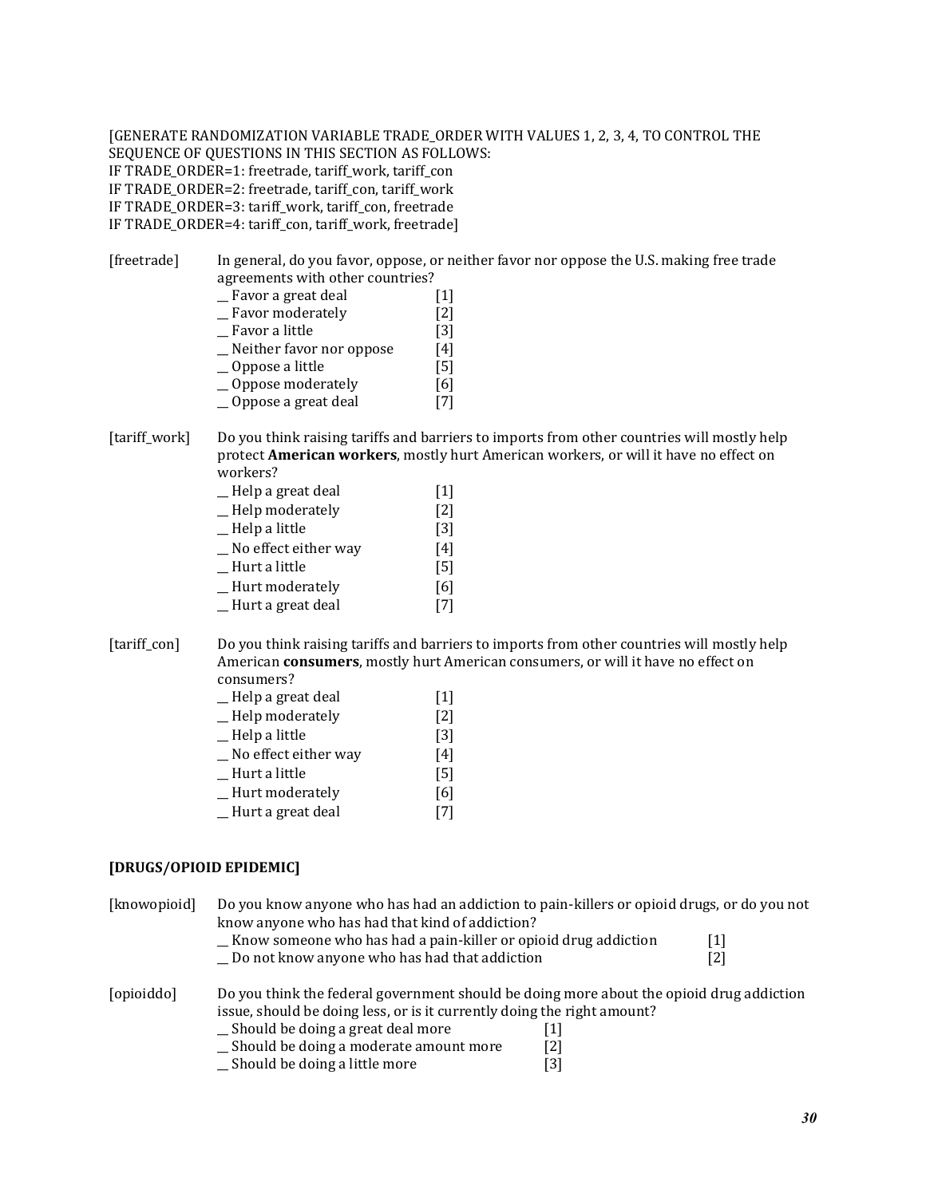[GENERATE RANDOMIZATION VARIABLE TRADE_ORDER WITH VALUES 1, 2, 3, 4, TO CONTROL THE SEQUENCE OF QUESTIONS IN THIS SECTION AS FOLLOWS:
IF TRADE_ORDER=1: freetrade, tariff_work, tariff_con
IF TRADE_ORDER=2: freetrade, tariff_con, tariff_work
IF TRADE_ORDER=3: tariff_work, tariff_con, freetrade
IF TRADE_ORDER=4: tariff_con, tariff_work, freetrade]

[freetrade] In general, do you favor, oppose, or neither favor nor oppose the U.S. making free trade agreements with other countries?

__ Favor a great deal [1]
__ Favor moderately [2]
__ Favor a little [3]
__ Neither favor nor oppose [4]
__ Oppose a little [5]
__ Oppose moderately [6]
__ Oppose a great deal [7]

[tariff_work] Do you think raising tariffs and barriers to imports from other countries will mostly help protect **American workers**, mostly hurt American workers, or will it have no effect on workers?

__ Help a great deal [1]
__ Help moderately [2]
__ Help a little [3]
__ No effect either way [4]
__ Hurt a little [5]
__ Hurt moderately [6]
__ Hurt a great deal [7]

[tariff_con] Do you think raising tariffs and barriers to imports from other countries will mostly help American **consumers**, mostly hurt American consumers, or will it have no effect on consumers?

__ Help a great deal [1]
__ Help moderately [2]
__ Help a little [3]
__ No effect either way [4]
__ Hurt a little [5]
__ Hurt moderately [6]
__ Hurt a great deal [7]

**[DRUGS/OPIOID EPIDEMIC]**

[knowopioid] Do you know anyone who has had an addiction to pain-killers or opioid drugs, or do you not know anyone who has had that kind of addiction?

__ Know someone who has had a pain-killer or opioid drug addiction [1]
__ Do not know anyone who has had that addiction [2]

[opioiddo] Do you think the federal government should be doing more about the opioid drug addiction issue, should be doing less, or is it currently doing the right amount?

__ Should be doing a great deal more [1]
__ Should be doing a moderate amount more [2]
__ Should be doing a little more [3]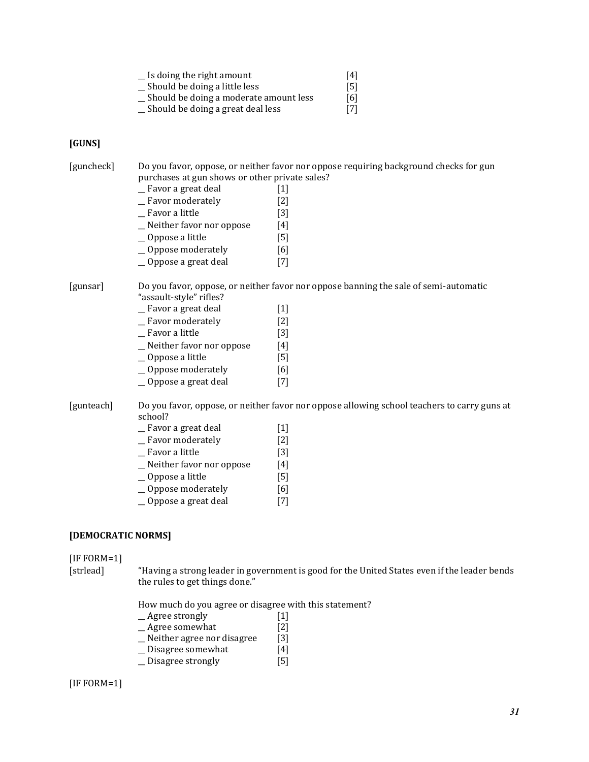__ Is doing the right amount [4]
__ Should be doing a little less [5]
__ Should be doing a moderate amount less [6]
__ Should be doing a great deal less [7]

**[GUNS]**

[guncheck] Do you favor, oppose, or neither favor nor oppose requiring background checks for gun purchases at gun shows or other private sales?

__ Favor a great deal [1]
__ Favor moderately [2]
__ Favor a little [3]
__ Neither favor nor oppose [4]
__ Oppose a little [5]
__ Oppose moderately [6]
__ Oppose a great deal [7]

[gunsar] Do you favor, oppose, or neither favor nor oppose banning the sale of semi-automatic "assault-style" rifles?

__ Favor a great deal [1]
__ Favor moderately [2]
__ Favor a little [3]
__ Neither favor nor oppose [4]
__ Oppose a little [5]
__ Oppose moderately [6]
__ Oppose a great deal [7]

[gunteach] Do you favor, oppose, or neither favor nor oppose allowing school teachers to carry guns at school?

__ Favor a great deal [1]
__ Favor moderately [2]
__ Favor a little [3]
__ Neither favor nor oppose [4]
__ Oppose a little [5]
__ Oppose moderately [6]
__ Oppose a great deal [7]

**[DEMOCRATIC NORMS]**

[IF FORM=1]
[strlead] "Having a strong leader in government is good for the United States even if the leader bends the rules to get things done."

How much do you agree or disagree with this statement?

__ Agree strongly [1]
__ Agree somewhat [2]
__ Neither agree nor disagree [3]
__ Disagree somewhat [4]
__ Disagree strongly [5]

[IF FORM=1]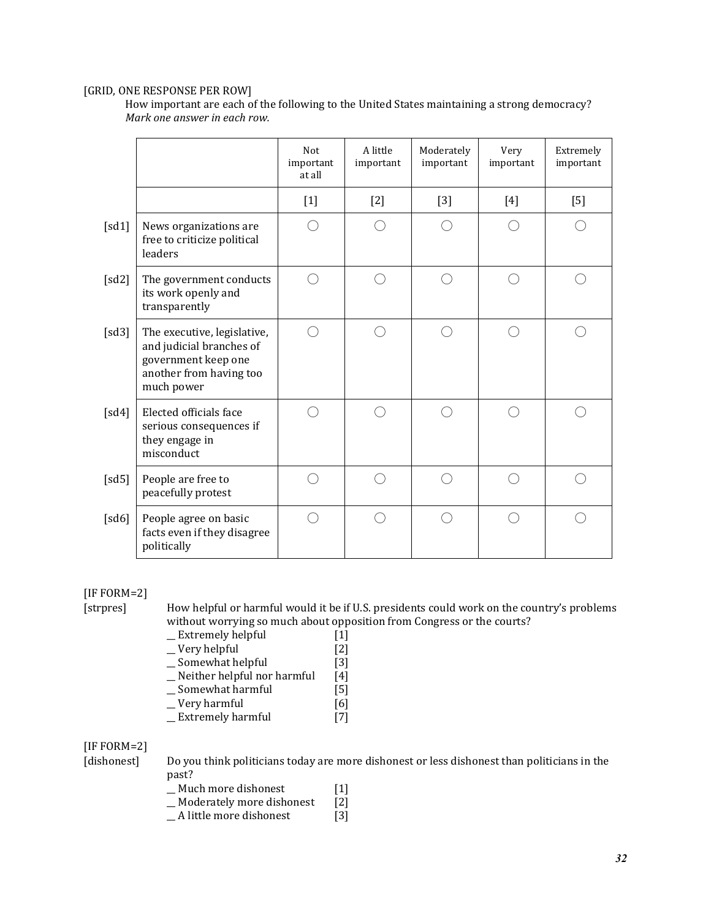[GRID, ONE RESPONSE PER ROW]

How important are each of the following to the United States maintaining a strong democracy? *Mark one answer in each row.*

| | | Not important at all | A little important | Moderately important | Very important | Extremely important |
|---|---|---|---|---|---|---|
| | | [1] | [2] | [3] | [4] | [5] |
| [sd1] | News organizations are free to criticize political leaders | ◯ | ◯ | ◯ | ◯ | ◯ |
| [sd2] | The government conducts its work openly and transparently | ◯ | ◯ | ◯ | ◯ | ◯ |
| [sd3] | The executive, legislative, and judicial branches of government keep one another from having too much power | ◯ | ◯ | ◯ | ◯ | ◯ |
| [sd4] | Elected officials face serious consequences if they engage in misconduct | ◯ | ◯ | ◯ | ◯ | ◯ |
| [sd5] | People are free to peacefully protest | ◯ | ◯ | ◯ | ◯ | ◯ |
| [sd6] | People agree on basic facts even if they disagree politically | ◯ | ◯ | ◯ | ◯ | ◯ |

[IF FORM=2]

[strpres] How helpful or harmful would it be if U.S. presidents could work on the country's problems without worrying so much about opposition from Congress or the courts?

__ Extremely helpful [1]
__ Very helpful [2]
__ Somewhat helpful [3]
__ Neither helpful nor harmful [4]
__ Somewhat harmful [5]
__ Very harmful [6]
__ Extremely harmful [7]

[IF FORM=2]

[dishonest] Do you think politicians today are more dishonest or less dishonest than politicians in the past?

__ Much more dishonest [1]
__ Moderately more dishonest [2]
__ A little more dishonest [3]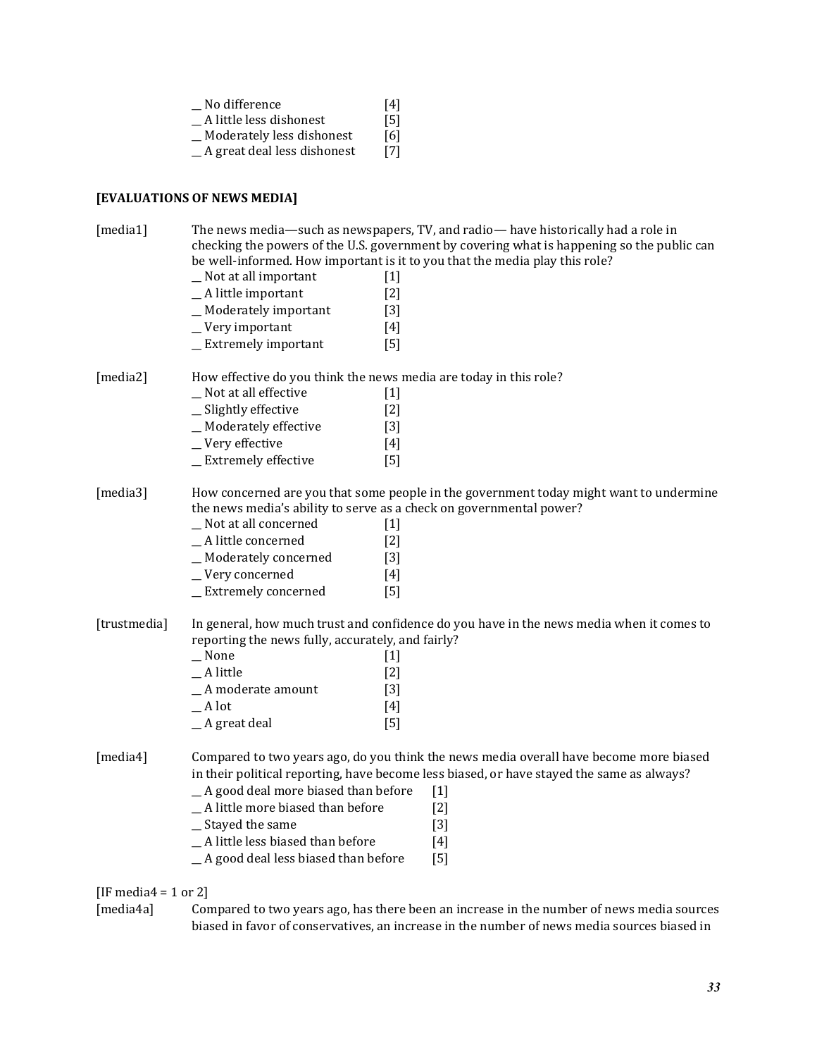\_ No difference [4]
\_ A little less dishonest [5]
\_ Moderately less dishonest [6]
\_ A great deal less dishonest [7]

**[EVALUATIONS OF NEWS MEDIA]**

[media1] The news media—such as newspapers, TV, and radio— have historically had a role in checking the powers of the U.S. government by covering what is happening so the public can be well-informed. How important is it to you that the media play this role?

_ Not at all important [1]
_ A little important [2]
_ Moderately important [3]
_ Very important [4]
_ Extremely important [5]

[media2] How effective do you think the news media are today in this role?

_ Not at all effective [1]
_ Slightly effective [2]
_ Moderately effective [3]
_ Very effective [4]
_ Extremely effective [5]

[media3] How concerned are you that some people in the government today might want to undermine the news media's ability to serve as a check on governmental power?

_ Not at all concerned [1]
_ A little concerned [2]
_ Moderately concerned [3]
_ Very concerned [4]
_ Extremely concerned [5]

[trustmedia] In general, how much trust and confidence do you have in the news media when it comes to reporting the news fully, accurately, and fairly?

_ None [1]
_ A little [2]
_ A moderate amount [3]
_ A lot [4]
_ A great deal [5]

[media4] Compared to two years ago, do you think the news media overall have become more biased in their political reporting, have become less biased, or have stayed the same as always?

_ A good deal more biased than before [1]
_ A little more biased than before [2]
_ Stayed the same [3]
_ A little less biased than before [4]
_ A good deal less biased than before [5]

[IF media4 = 1 or 2]

[media4a] Compared to two years ago, has there been an increase in the number of news media sources biased in favor of conservatives, an increase in the number of news media sources biased in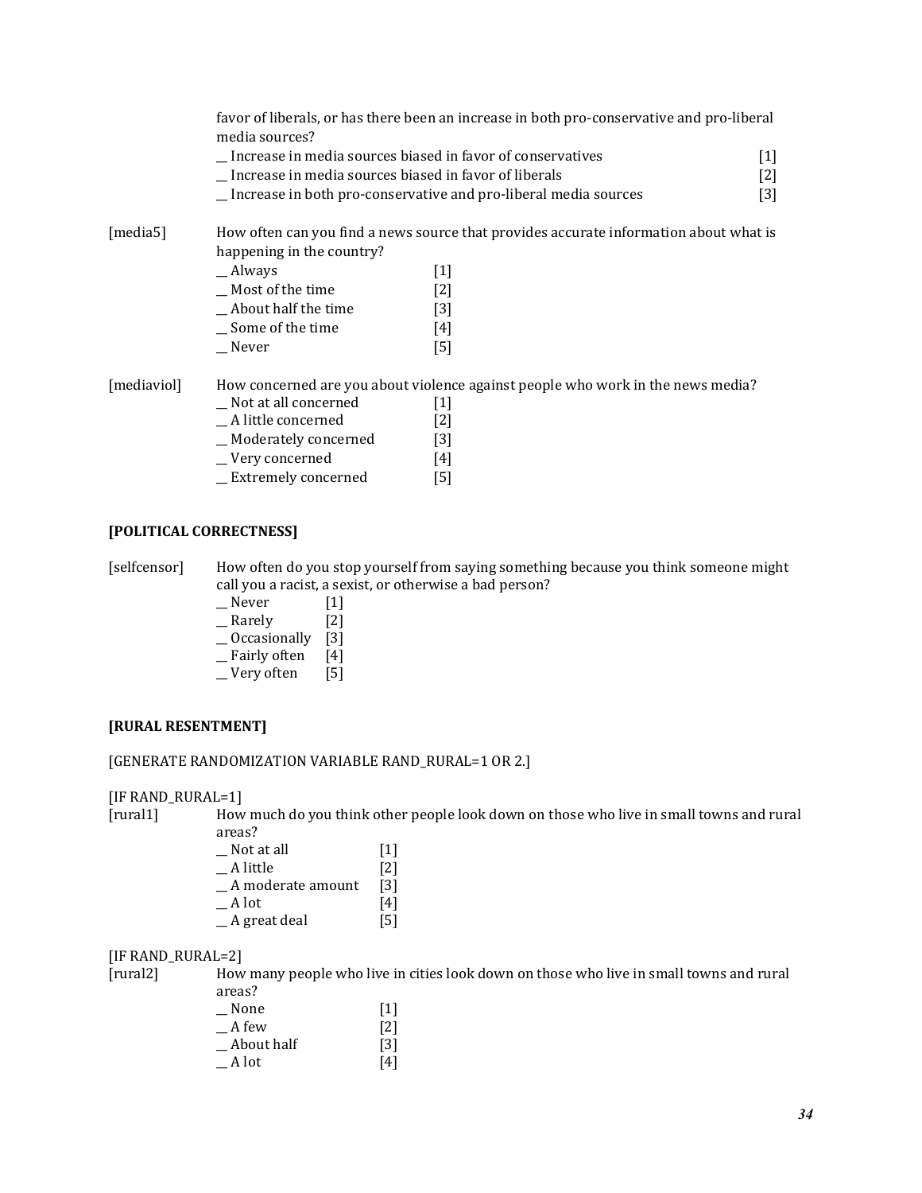favor of liberals, or has there been an increase in both pro-conservative and pro-liberal media sources?

__ Increase in media sources biased in favor of conservatives [1]
__ Increase in media sources biased in favor of liberals [2]
__ Increase in both pro-conservative and pro-liberal media sources [3]

[media5] How often can you find a news source that provides accurate information about what is happening in the country?

__ Always [1]
__ Most of the time [2]
__ About half the time [3]
__ Some of the time [4]
__ Never [5]

[mediaviol] How concerned are you about violence against people who work in the news media?

__ Not at all concerned [1]
__ A little concerned [2]
__ Moderately concerned [3]
__ Very concerned [4]
__ Extremely concerned [5]

**[POLITICAL CORRECTNESS]**

[selfcensor] How often do you stop yourself from saying something because you think someone might call you a racist, a sexist, or otherwise a bad person?

__ Never [1]
__ Rarely [2]
__ Occasionally [3]
__ Fairly often [4]
__ Very often [5]

**[RURAL RESENTMENT]**

[GENERATE RANDOMIZATION VARIABLE RAND_RURAL=1 OR 2.]

[IF RAND_RURAL=1]
[rural1] How much do you think other people look down on those who live in small towns and rural areas?

__ Not at all [1]
__ A little [2]
__ A moderate amount [3]
__ A lot [4]
__ A great deal [5]

[IF RAND_RURAL=2]
[rural2] How many people who live in cities look down on those who live in small towns and rural areas?

__ None [1]
__ A few [2]
__ About half [3]
__ A lot [4]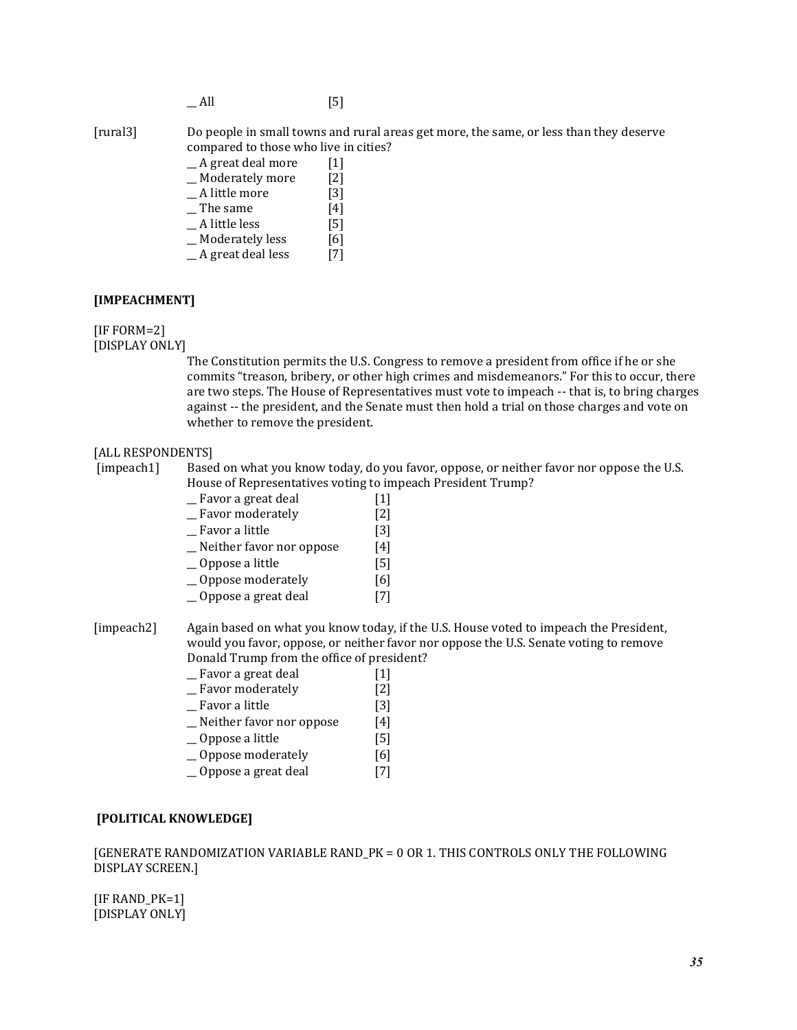__ All [5]

[rural3] Do people in small towns and rural areas get more, the same, or less than they deserve compared to those who live in cities?

__ A great deal more [1]
__ Moderately more [2]
__ A little more [3]
__ The same [4]
__ A little less [5]
__ Moderately less [6]
__ A great deal less [7]

**[IMPEACHMENT]**

[IF FORM=2]
[DISPLAY ONLY]

The Constitution permits the U.S. Congress to remove a president from office if he or she commits "treason, bribery, or other high crimes and misdemeanors." For this to occur, there are two steps. The House of Representatives must vote to impeach -- that is, to bring charges against -- the president, and the Senate must then hold a trial on those charges and vote on whether to remove the president.

[ALL RESPONDENTS]
[impeach1] Based on what you know today, do you favor, oppose, or neither favor nor oppose the U.S. House of Representatives voting to impeach President Trump?

__ Favor a great deal [1]
__ Favor moderately [2]
__ Favor a little [3]
__ Neither favor nor oppose [4]
__ Oppose a little [5]
__ Oppose moderately [6]
__ Oppose a great deal [7]

[impeach2] Again based on what you know today, if the U.S. House voted to impeach the President, would you favor, oppose, or neither favor nor oppose the U.S. Senate voting to remove Donald Trump from the office of president?

__ Favor a great deal [1]
__ Favor moderately [2]
__ Favor a little [3]
__ Neither favor nor oppose [4]
__ Oppose a little [5]
__ Oppose moderately [6]
__ Oppose a great deal [7]

**[POLITICAL KNOWLEDGE]**

[GENERATE RANDOMIZATION VARIABLE RAND_PK = 0 OR 1. THIS CONTROLS ONLY THE FOLLOWING DISPLAY SCREEN.]

[IF RAND_PK=1]
[DISPLAY ONLY]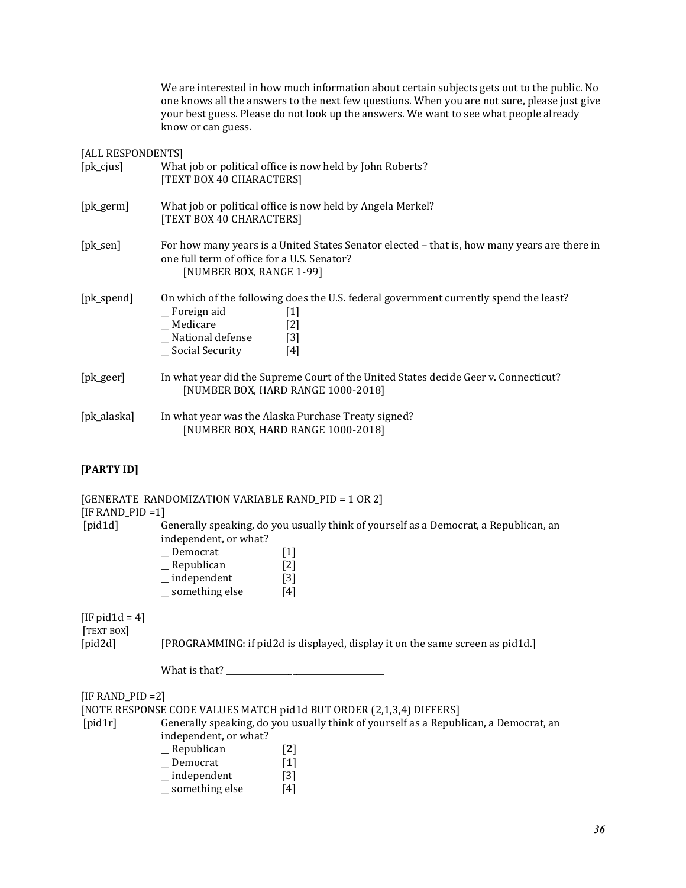We are interested in how much information about certain subjects gets out to the public. No one knows all the answers to the next few questions. When you are not sure, please just give your best guess. Please do not look up the answers. We want to see what people already know or can guess.

[ALL RESPONDENTS]

[pk_cjus] What job or political office is now held by John Roberts?
[TEXT BOX 40 CHARACTERS]

[pk_germ] What job or political office is now held by Angela Merkel?
[TEXT BOX 40 CHARACTERS]

[pk_sen] For how many years is a United States Senator elected – that is, how many years are there in one full term of office for a U.S. Senator?
[NUMBER BOX, RANGE 1-99]

[pk_spend] On which of the following does the U.S. federal government currently spend the least?

- __ Foreign aid [1]
- __ Medicare [2]
- __ National defense [3]
- __ Social Security [4]

[pk_geer] In what year did the Supreme Court of the United States decide Geer v. Connecticut?
[NUMBER BOX, HARD RANGE 1000-2018]

[pk_alaska] In what year was the Alaska Purchase Treaty signed?
[NUMBER BOX, HARD RANGE 1000-2018]

**[PARTY ID]**

[GENERATE RANDOMIZATION VARIABLE RAND_PID = 1 OR 2]
[IF RAND_PID =1]

[pid1d] Generally speaking, do you usually think of yourself as a Democrat, a Republican, an independent, or what?

- __ Democrat [1]
- __ Republican [2]
- __ independent [3]
- __ something else [4]

[IF pid1d = 4]
[TEXT BOX]

[pid2d] [PROGRAMMING: if pid2d is displayed, display it on the same screen as pid1d.]

What is that? ______________________________

[IF RAND_PID =2]
[NOTE RESPONSE CODE VALUES MATCH pid1d BUT ORDER (2,1,3,4) DIFFERS]

[pid1r] Generally speaking, do you usually think of yourself as a Republican, a Democrat, an independent, or what?

- __ Republican [**2**]
- __ Democrat [**1**]
- __ independent [3]
- __ something else [4]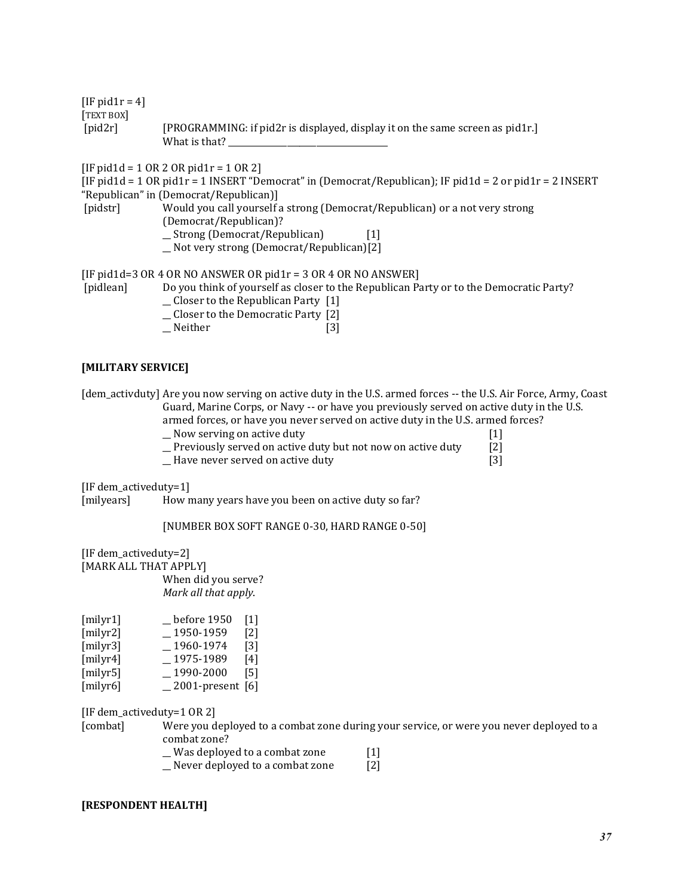[IF pid1r = 4]
[TEXT BOX]
[pid2r] [PROGRAMMING: if pid2r is displayed, display it on the same screen as pid1r.]
What is that? ________________________________

[IF pid1d = 1 OR 2 OR pid1r = 1 OR 2]
[IF pid1d = 1 OR pid1r = 1 INSERT "Democrat" in (Democrat/Republican); IF pid1d = 2 or pid1r = 2 INSERT "Republican" in (Democrat/Republican)]
[pidstr] Would you call yourself a strong (Democrat/Republican) or a not very strong (Democrat/Republican)?
__ Strong (Democrat/Republican) [1]
__ Not very strong (Democrat/Republican) [2]

[IF pid1d=3 OR 4 OR NO ANSWER OR pid1r = 3 OR 4 OR NO ANSWER]
[pidlean] Do you think of yourself as closer to the Republican Party or to the Democratic Party?
__ Closer to the Republican Party [1]
__ Closer to the Democratic Party [2]
__ Neither [3]

**[MILITARY SERVICE]**

[dem_activduty] Are you now serving on active duty in the U.S. armed forces -- the U.S. Air Force, Army, Coast Guard, Marine Corps, or Navy -- or have you previously served on active duty in the U.S. armed forces, or have you never served on active duty in the U.S. armed forces?
__ Now serving on active duty [1]
__ Previously served on active duty but not now on active duty [2]
__ Have never served on active duty [3]

[IF dem_activeduty=1]
[milyears] How many years have you been on active duty so far?

[NUMBER BOX SOFT RANGE 0-30, HARD RANGE 0-50]

[IF dem_activeduty=2]
[MARK ALL THAT APPLY]
When did you serve?
*Mark all that apply.*

[milyr1] __ before 1950 [1]
[milyr2] __ 1950-1959 [2]
[milyr3] __ 1960-1974 [3]
[milyr4] __ 1975-1989 [4]
[milyr5] __ 1990-2000 [5]
[milyr6] __ 2001-present [6]

[IF dem_activeduty=1 OR 2]
[combat] Were you deployed to a combat zone during your service, or were you never deployed to a combat zone?
__ Was deployed to a combat zone [1]
__ Never deployed to a combat zone [2]

**[RESPONDENT HEALTH]**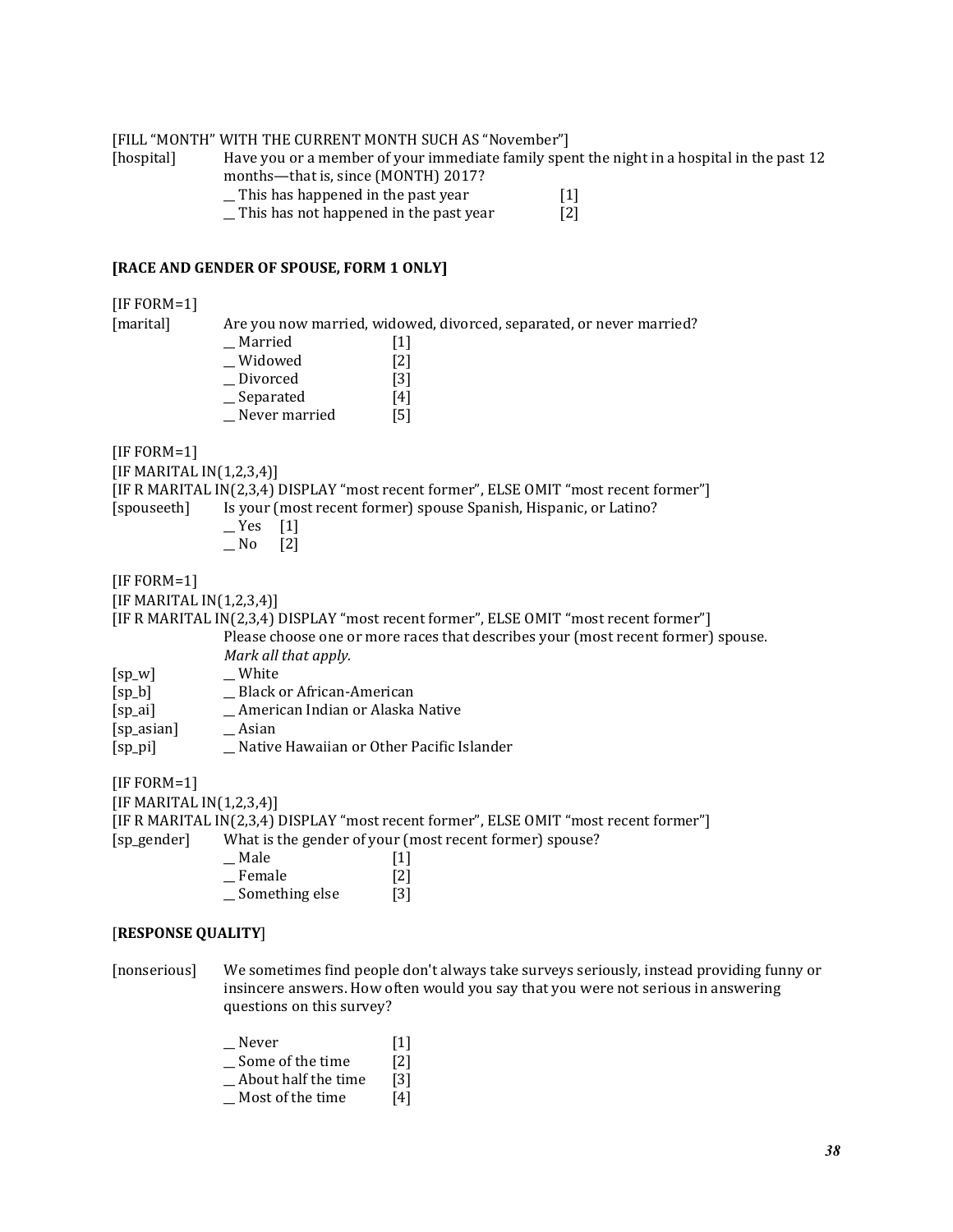[FILL "MONTH" WITH THE CURRENT MONTH SUCH AS "November"]

[hospital] Have you or a member of your immediate family spent the night in a hospital in the past 12 months—that is, since (MONTH) 2017?

__ This has happened in the past year [1]
__ This has not happened in the past year [2]

**[RACE AND GENDER OF SPOUSE, FORM 1 ONLY]**

[IF FORM=1]

[marital] Are you now married, widowed, divorced, separated, or never married?

__ Married [1]
__ Widowed [2]
__ Divorced [3]
__ Separated [4]
__ Never married [5]

[IF FORM=1]
[IF MARITAL IN(1,2,3,4)]
[IF R MARITAL IN(2,3,4) DISPLAY "most recent former", ELSE OMIT "most recent former"]

[spouseeth] Is your (most recent former) spouse Spanish, Hispanic, or Latino?

__ Yes [1]
__ No [2]

[IF FORM=1]
[IF MARITAL IN(1,2,3,4)]
[IF R MARITAL IN(2,3,4) DISPLAY "most recent former", ELSE OMIT "most recent former"]

Please choose one or more races that describes your (most recent former) spouse.
*Mark all that apply.*

[sp_w] __ White
[sp_b] __ Black or African-American
[sp_ai] __ American Indian or Alaska Native
[sp_asian] __ Asian
[sp_pi] __ Native Hawaiian or Other Pacific Islander

[IF FORM=1]
[IF MARITAL IN(1,2,3,4)]
[IF R MARITAL IN(2,3,4) DISPLAY "most recent former", ELSE OMIT "most recent former"]

[sp_gender] What is the gender of your (most recent former) spouse?

__ Male [1]
__ Female [2]
__ Something else [3]

[**RESPONSE QUALITY**]

[nonserious] We sometimes find people don't always take surveys seriously, instead providing funny or insincere answers. How often would you say that you were not serious in answering questions on this survey?

__ Never [1]
__ Some of the time [2]
__ About half the time [3]
__ Most of the time [4]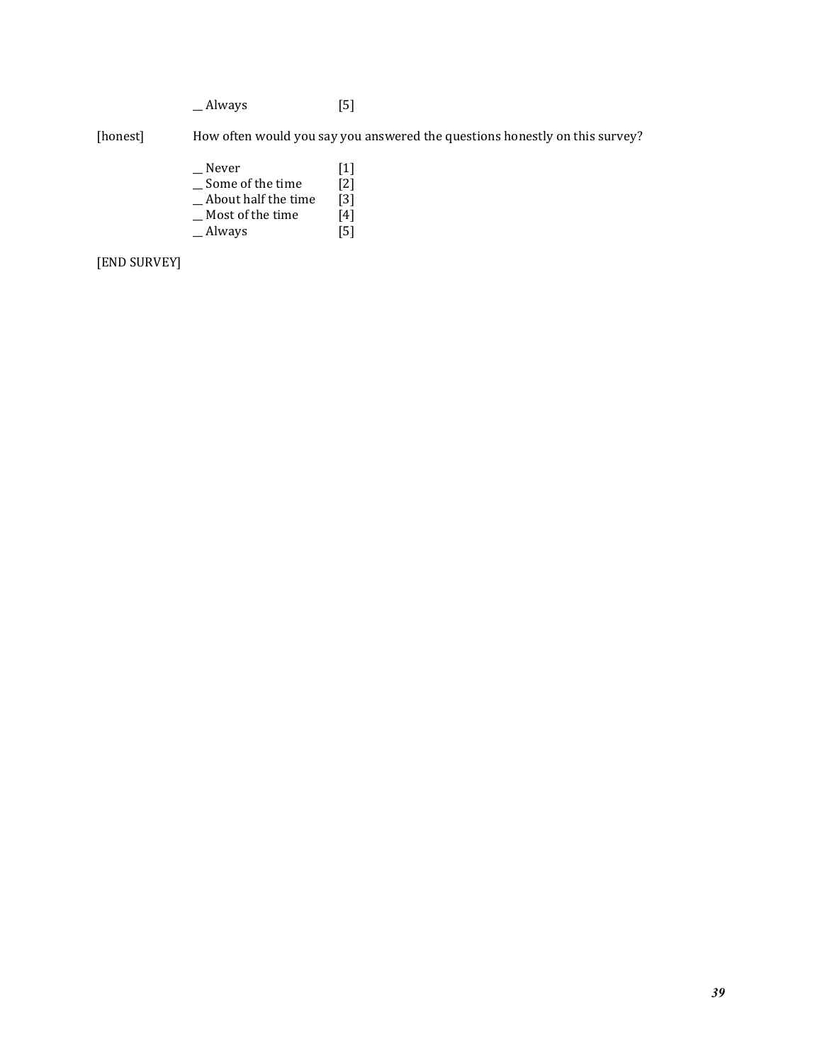__ Always [5]

[honest] How often would you say you answered the questions honestly on this survey?

__ Never [1]
__ Some of the time [2]
__ About half the time [3]
__ Most of the time [4]
__ Always [5]

[END SURVEY]